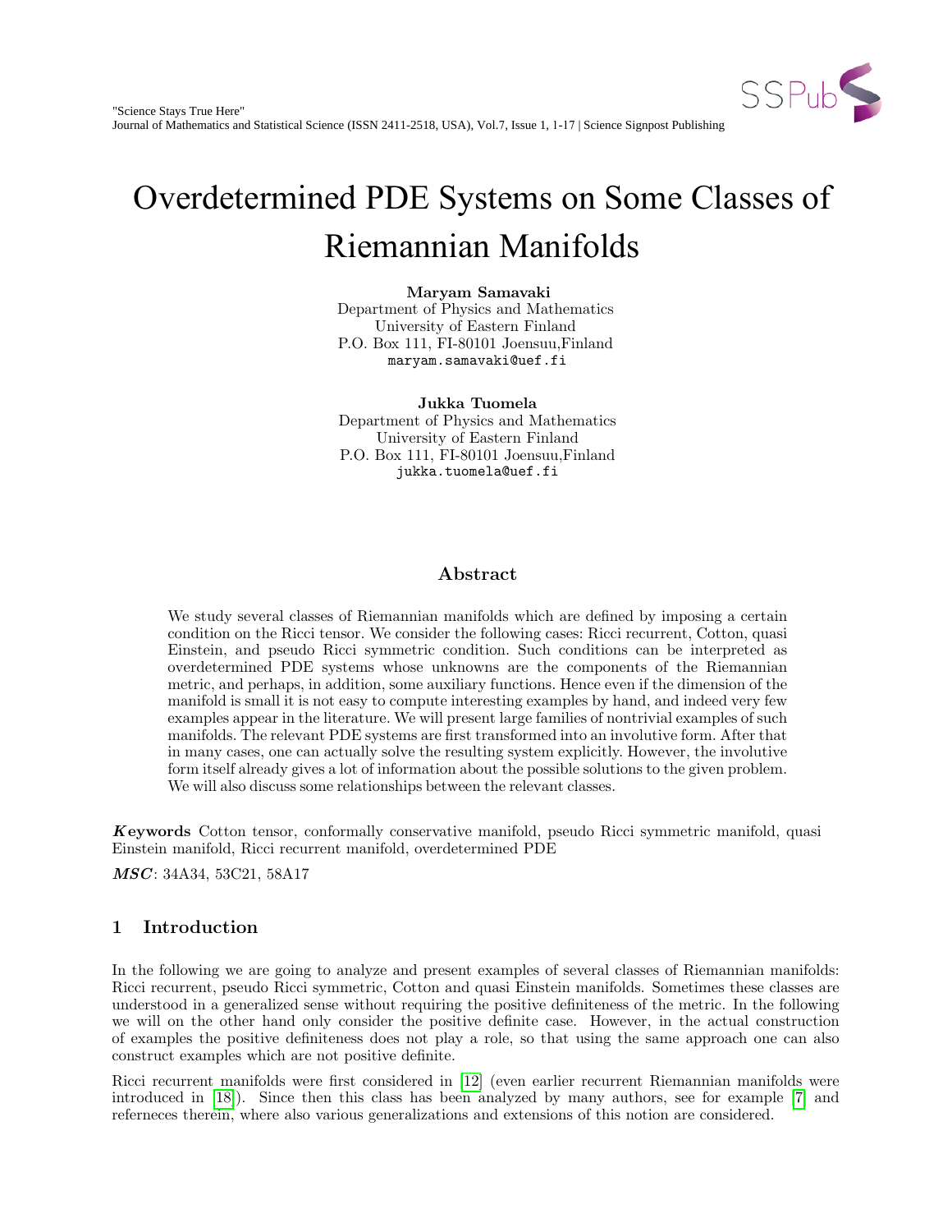# Overdetermined PDE Systems on Some Classes of Riemannian Manifolds

**Maryam Samavaki**
Department of Physics and Mathematics
University of Eastern Finland
P.O. Box 111, FI-80101 Joensuu,Finland
maryam.samavaki@uef.fi

**Jukka Tuomela**
Department of Physics and Mathematics
University of Eastern Finland
P.O. Box 111, FI-80101 Joensuu,Finland
jukka.tuomela@uef.fi

## Abstract

We study several classes of Riemannian manifolds which are defined by imposing a certain condition on the Ricci tensor. We consider the following cases: Ricci recurrent, Cotton, quasi Einstein, and pseudo Ricci symmetric condition. Such conditions can be interpreted as overdetermined PDE systems whose unknowns are the components of the Riemannian metric, and perhaps, in addition, some auxiliary functions. Hence even if the dimension of the manifold is small it is not easy to compute interesting examples by hand, and indeed very few examples appear in the literature. We will present large families of nontrivial examples of such manifolds. The relevant PDE systems are first transformed into an involutive form. After that in many cases, one can actually solve the resulting system explicitly. However, the involutive form itself already gives a lot of information about the possible solutions to the given problem. We will also discuss some relationships between the relevant classes.

***Keywords*** Cotton tensor, conformally conservative manifold, pseudo Ricci symmetric manifold, quasi Einstein manifold, Ricci recurrent manifold, overdetermined PDE

***MSC***: 34A34, 53C21, 58A17

## 1 Introduction

In the following we are going to analyze and present examples of several classes of Riemannian manifolds: Ricci recurrent, pseudo Ricci symmetric, Cotton and quasi Einstein manifolds. Sometimes these classes are understood in a generalized sense without requiring the positive definiteness of the metric. In the following we will on the other hand only consider the positive definite case. However, in the actual construction of examples the positive definiteness does not play a role, so that using the same approach one can also construct examples which are not positive definite.

Ricci recurrent manifolds were first considered in [12] (even earlier recurrent Riemannian manifolds were introduced in [18]). Since then this class has been analyzed by many authors, see for example [7] and refernoeces therein, where also various generalizations and extensions of this notion are considered.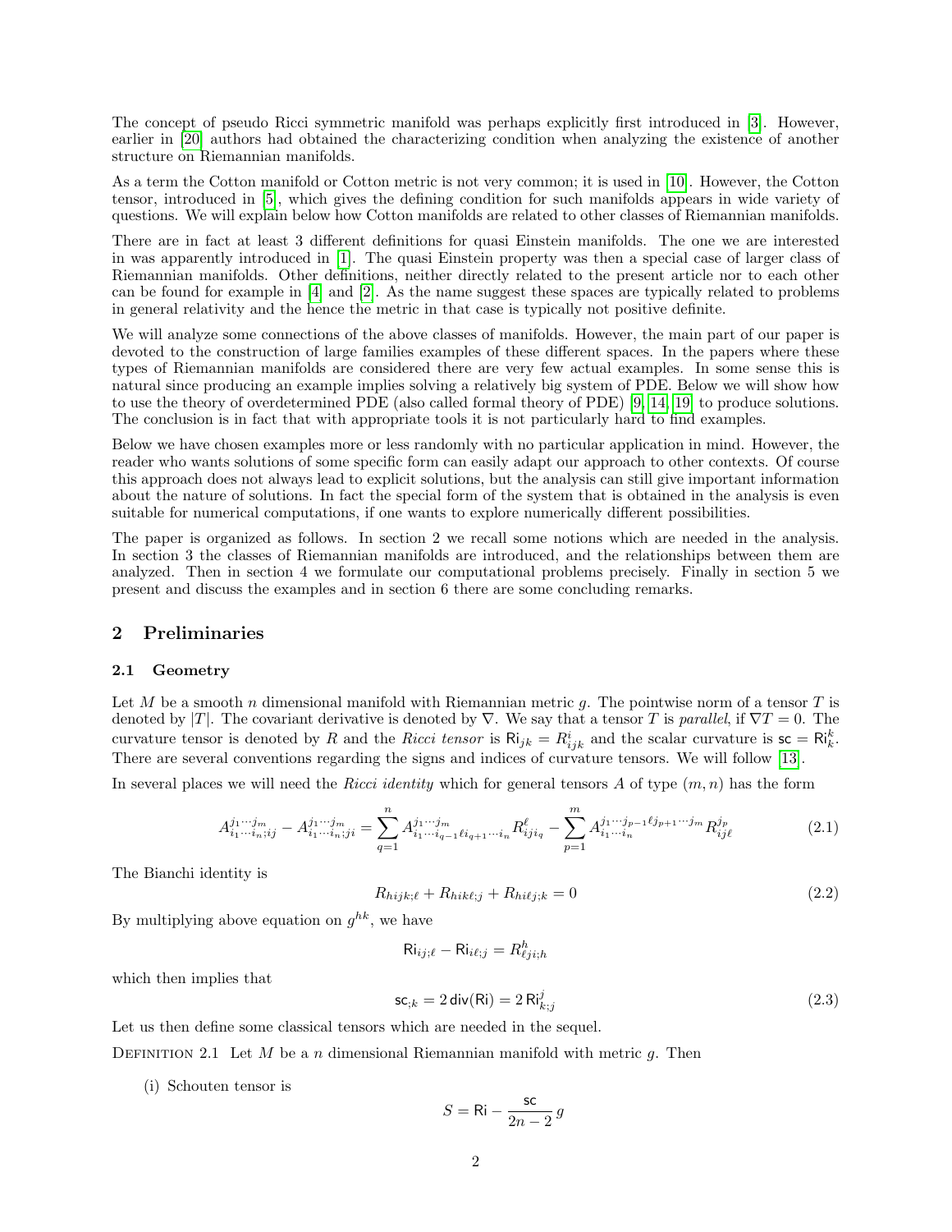The concept of pseudo Ricci symmetric manifold was perhaps explicitly first introduced in [3]. However, earlier in [20] authors had obtained the characterizing condition when analyzing the existence of another structure on Riemannian manifolds.

As a term the Cotton manifold or Cotton metric is not very common; it is used in [10]. However, the Cotton tensor, introduced in [5], which gives the defining condition for such manifolds appears in wide variety of questions. We will explain below how Cotton manifolds are related to other classes of Riemannian manifolds.

There are in fact at least 3 different definitions for quasi Einstein manifolds. The one we are interested in was apparently introduced in [1]. The quasi Einstein property was then a special case of larger class of Riemannian manifolds. Other definitions, neither directly related to the present article nor to each other can be found for example in [4] and [2]. As the name suggest these spaces are typically related to problems in general relativity and the hence the metric in that case is typically not positive definite.

We will analyze some connections of the above classes of manifolds. However, the main part of our paper is devoted to the construction of large families examples of these different spaces. In the papers where these types of Riemannian manifolds are considered there are very few actual examples. In some sense this is natural since producing an example implies solving a relatively big system of PDE. Below we will show how to use the theory of overdetermined PDE (also called formal theory of PDE) [9, 14, 19] to produce solutions. The conclusion is in fact that with appropriate tools it is not particularly hard to find examples.

Below we have chosen examples more or less randomly with no particular application in mind. However, the reader who wants solutions of some specific form can easily adapt our approach to other contexts. Of course this approach does not always lead to explicit solutions, but the analysis can still give important information about the nature of solutions. In fact the special form of the system that is obtained in the analysis is even suitable for numerical computations, if one wants to explore numerically different possibilities.

The paper is organized as follows. In section 2 we recall some notions which are needed in the analysis. In section 3 the classes of Riemannian manifolds are introduced, and the relationships between them are analyzed. Then in section 4 we formulate our computational problems precisely. Finally in section 5 we present and discuss the examples and in section 6 there are some concluding remarks.

## 2 Preliminaries

### 2.1 Geometry

Let $M$ be a smooth $n$ dimensional manifold with Riemannian metric $g$. The pointwise norm of a tensor $T$ is denoted by $|T|$. The covariant derivative is denoted by $\nabla$. We say that a tensor $T$ is *parallel*, if $\nabla T = 0$. The curvature tensor is denoted by $R$ and the *Ricci tensor* is $\mathsf{Ri}_{jk} = R^i_{ijk}$ and the scalar curvature is $\mathsf{sc} = \mathsf{Ri}^k_k$. There are several conventions regarding the signs and indices of curvature tensors. We will follow [13].

In several places we will need the *Ricci identity* which for general tensors $A$ of type $(m, n)$ has the form

$$A^{j_1\cdots j_m}_{i_1\cdots i_n;ij} - A^{j_1\cdots j_m}_{i_1\cdots i_n;ji} = \sum_{q=1}^{n} A^{j_1\cdots j_m}_{i_1\cdots i_{q-1}\ell i_{q+1}\cdots i_n} R^{\ell}_{iji_q} - \sum_{p=1}^{m} A^{j_1\cdots j_{p-1}\ell j_{p+1}\cdots j_m}_{i_1\cdots i_n} R^{j_p}_{ij\ell} \tag{2.1}$$

The Bianchi identity is

$$R_{hijk;\ell} + R_{hik\ell;j} + R_{hi\ell j;k} = 0 \tag{2.2}$$

By multiplying above equation on $g^{hk}$, we have

$$\mathsf{Ri}_{ij;\ell} - \mathsf{Ri}_{i\ell;j} = R^h_{\ell ji;h}$$

which then implies that

$$\mathsf{sc}_{;k} = 2\,\mathsf{div}(\mathsf{Ri}) = 2\,\mathsf{Ri}^j_{k;j} \tag{2.3}$$

Let us then define some classical tensors which are needed in the sequel.

Definition 2.1 Let $M$ be a $n$ dimensional Riemannian manifold with metric $g$. Then

(i) Schouten tensor is

$$S = \mathsf{Ri} - \frac{\mathsf{sc}}{2n-2}\, g$$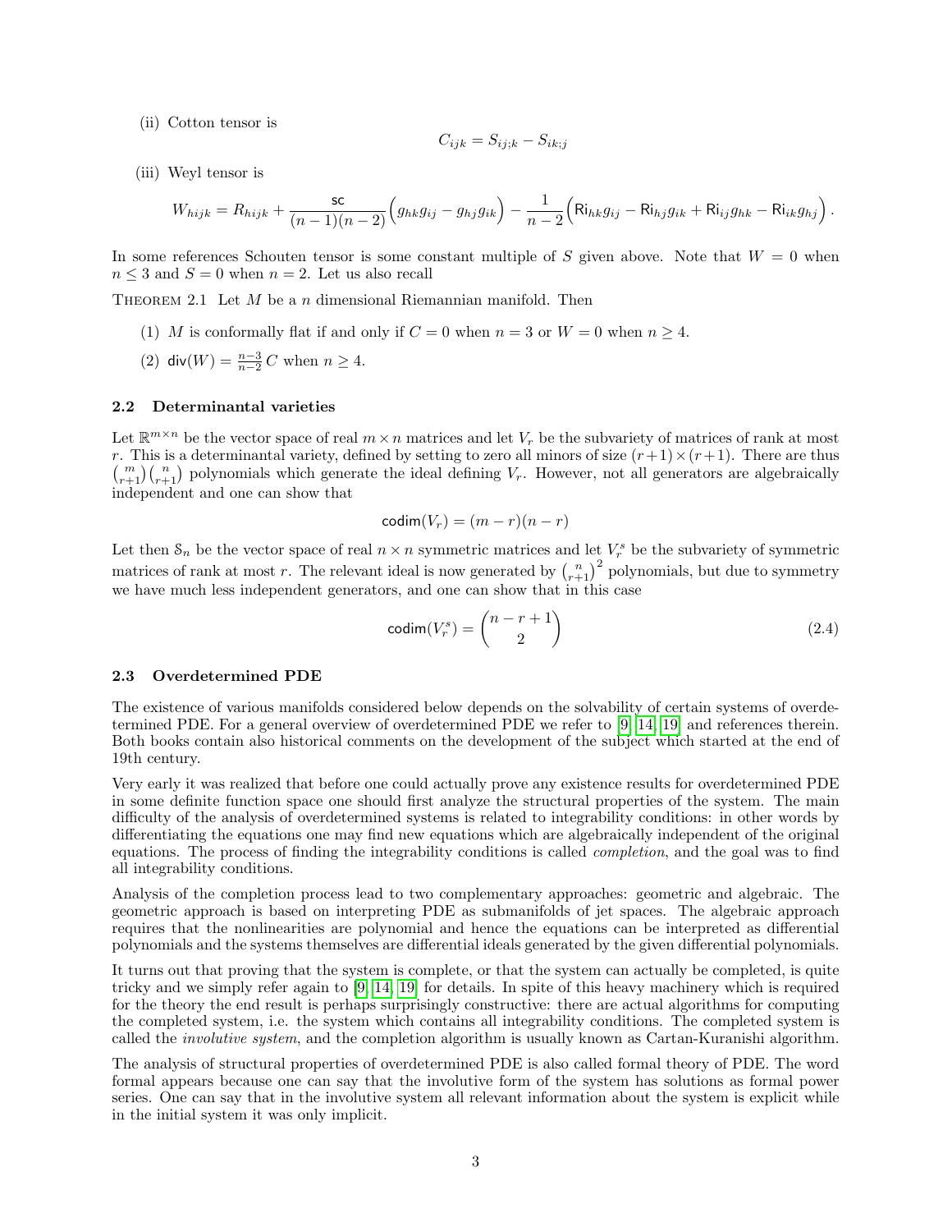(ii) Cotton tensor is

$$C_{ijk} = S_{ij;k} - S_{ik;j}$$

(iii) Weyl tensor is

$$W_{hijk} = R_{hijk} + \frac{\mathsf{sc}}{(n-1)(n-2)}\Big(g_{hk}g_{ij} - g_{hj}g_{ik}\Big) - \frac{1}{n-2}\Big(\mathsf{Ri}_{hk}g_{ij} - \mathsf{Ri}_{hj}g_{ik} + \mathsf{Ri}_{ij}g_{hk} - \mathsf{Ri}_{ik}g_{hj}\Big)\,.$$

In some references Schouten tensor is some constant multiple of $S$ given above. Note that $W = 0$ when $n \le 3$ and $S = 0$ when $n = 2$. Let us also recall

Theorem 2.1 Let $M$ be a $n$ dimensional Riemannian manifold. Then

(1) $M$ is conformally flat if and only if $C = 0$ when $n = 3$ or $W = 0$ when $n \ge 4$.

(2) $\mathsf{div}(W) = \frac{n-3}{n-2}\,C$ when $n \ge 4$.

### 2.2 Determinantal varieties

Let $\mathbb{R}^{m\times n}$ be the vector space of real $m\times n$ matrices and let $V_r$ be the subvariety of matrices of rank at most $r$. This is a determinantal variety, defined by setting to zero all minors of size $(r+1)\times(r+1)$. There are thus $\binom{m}{r+1}\binom{n}{r+1}$ polynomials which generate the ideal defining $V_r$. However, not all generators are algebraically independent and one can show that

$$\mathsf{codim}(V_r) = (m-r)(n-r)$$

Let then $\mathcal{S}_n$ be the vector space of real $n\times n$ symmetric matrices and let $V_r^s$ be the subvariety of symmetric matrices of rank at most $r$. The relevant ideal is now generated by $\binom{n}{r+1}^2$ polynomials, but due to symmetry we have much less independent generators, and one can show that in this case

$$\mathsf{codim}(V_r^s) = \binom{n-r+1}{2} \tag{2.4}$$

### 2.3 Overdetermined PDE

The existence of various manifolds considered below depends on the solvability of certain systems of overdetermined PDE. For a general overview of overdetermined PDE we refer to [9, 14, 19] and references therein. Both books contain also historical comments on the development of the subject which started at the end of 19th century.

Very early it was realized that before one could actually prove any existence results for overdetermined PDE in some definite function space one should first analyze the structural properties of the system. The main difficulty of the analysis of overdetermined systems is related to integrability conditions: in other words by differentiating the equations one may find new equations which are algebraically independent of the original equations. The process of finding the integrability conditions is called *completion*, and the goal was to find all integrability conditions.

Analysis of the completion process lead to two complementary approaches: geometric and algebraic. The geometric approach is based on interpreting PDE as submanifolds of jet spaces. The algebraic approach requires that the nonlinearities are polynomial and hence the equations can be interpreted as differential polynomials and the systems themselves are differential ideals generated by the given differential polynomials.

It turns out that proving that the system is complete, or that the system can actually be completed, is quite tricky and we simply refer again to [9, 14, 19] for details. In spite of this heavy machinery which is required for the theory the end result is perhaps surprisingly constructive: there are actual algorithms for computing the completed system, i.e. the system which contains all integrability conditions. The completed system is called the *involutive system*, and the completion algorithm is usually known as Cartan-Kuranishi algorithm.

The analysis of structural properties of overdetermined PDE is also called formal theory of PDE. The word formal appears because one can say that the involutive form of the system has solutions as formal power series. One can say that in the involutive system all relevant information about the system is explicit while in the initial system it was only implicit.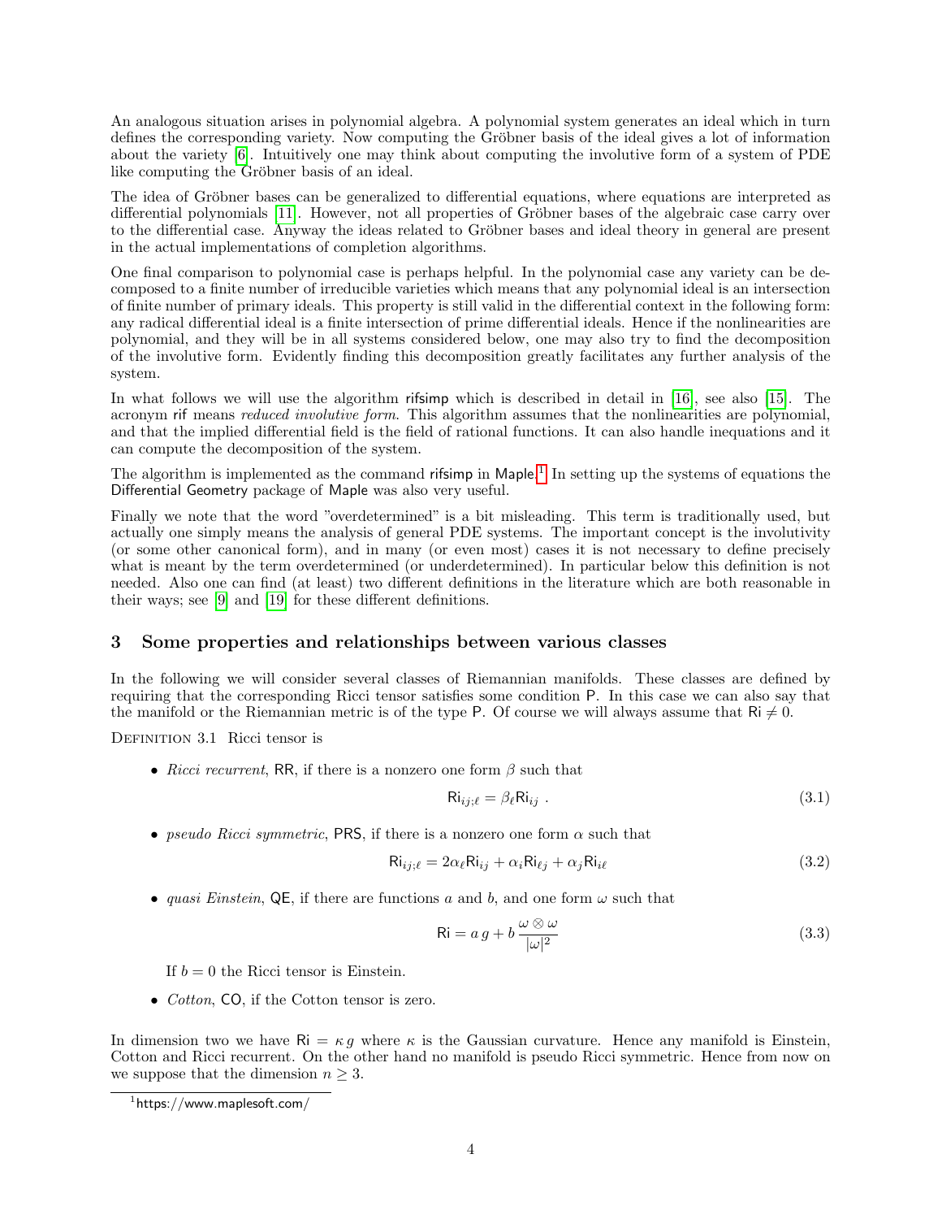An analogous situation arises in polynomial algebra. A polynomial system generates an ideal which in turn defines the corresponding variety. Now computing the Gröbner basis of the ideal gives a lot of information about the variety [6]. Intuitively one may think about computing the involutive form of a system of PDE like computing the Gröbner basis of an ideal.

The idea of Gröbner bases can be generalized to differential equations, where equations are interpreted as differential polynomials [11]. However, not all properties of Gröbner bases of the algebraic case carry over to the differential case. Anyway the ideas related to Gröbner bases and ideal theory in general are present in the actual implementations of completion algorithms.

One final comparison to polynomial case is perhaps helpful. In the polynomial case any variety can be decomposed to a finite number of irreducible varieties which means that any polynomial ideal is an intersection of finite number of primary ideals. This property is still valid in the differential context in the following form: any radical differential ideal is a finite intersection of prime differential ideals. Hence if the nonlinearities are polynomial, and they will be in all systems considered below, one may also try to find the decomposition of the involutive form. Evidently finding this decomposition greatly facilitates any further analysis of the system.

In what follows we will use the algorithm rifsimp which is described in detail in [16], see also [15]. The acronym rif means *reduced involutive form*. This algorithm assumes that the nonlinearities are polynomial, and that the implied differential field is the field of rational functions. It can also handle inequations and it can compute the decomposition of the system.

The algorithm is implemented as the command rifsimp in Maple.[1] In setting up the systems of equations the Differential Geometry package of Maple was also very useful.

Finally we note that the word "overdetermined" is a bit misleading. This term is traditionally used, but actually one simply means the analysis of general PDE systems. The important concept is the involutivity (or some other canonical form), and in many (or even most) cases it is not necessary to define precisely what is meant by the term overdetermined (or underdetermined). In particular below this definition is not needed. Also one can find (at least) two different definitions in the literature which are both reasonable in their ways; see [9] and [19] for these different definitions.

## 3 Some properties and relationships between various classes

In the following we will consider several classes of Riemannian manifolds. These classes are defined by requiring that the corresponding Ricci tensor satisfies some condition P. In this case we can also say that the manifold or the Riemannian metric is of the type P. Of course we will always assume that $\mathsf{Ri} \neq 0$.

Definition 3.1 Ricci tensor is

- *Ricci recurrent*, RR, if there is a nonzero one form $\beta$ such that
$$\mathsf{Ri}_{ij;\ell} = \beta_\ell \mathsf{Ri}_{ij} \ . \tag{3.1}$$
- *pseudo Ricci symmetric*, PRS, if there is a nonzero one form $\alpha$ such that
$$\mathsf{Ri}_{ij;\ell} = 2\alpha_\ell \mathsf{Ri}_{ij} + \alpha_i \mathsf{Ri}_{\ell j} + \alpha_j \mathsf{Ri}_{i\ell} \tag{3.2}$$
- *quasi Einstein*, QE, if there are functions $a$ and $b$, and one form $\omega$ such that
$$\mathsf{Ri} = a\, g + b\, \frac{\omega \otimes \omega}{|\omega|^2} \tag{3.3}$$
If $b = 0$ the Ricci tensor is Einstein.
- *Cotton*, CO, if the Cotton tensor is zero.

In dimension two we have $\mathsf{Ri} = \kappa\, g$ where $\kappa$ is the Gaussian curvature. Hence any manifold is Einstein, Cotton and Ricci recurrent. On the other hand no manifold is pseudo Ricci symmetric. Hence from now on we suppose that the dimension $n \geq 3$.

[1] https://www.maplesoft.com/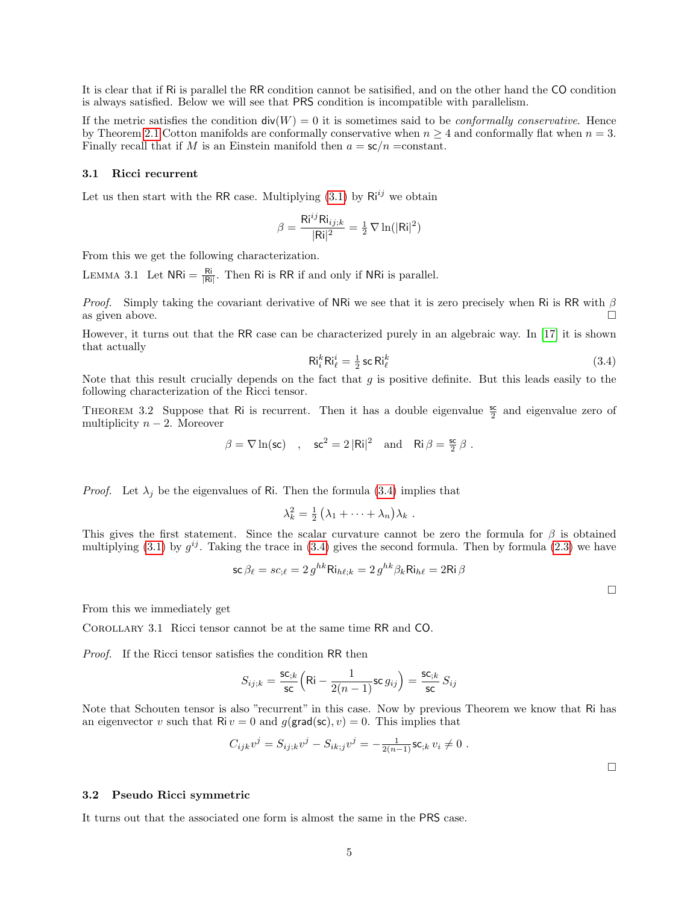It is clear that if Ri is parallel the RR condition cannot be satisified, and on the other hand the CO condition is always satisfied. Below we will see that PRS condition is incompatible with parallelism.

If the metric satisfies the condition $\mathsf{div}(W) = 0$ it is sometimes said to be *conformally conservative*. Hence by Theorem 2.1 Cotton manifolds are conformally conservative when $n \geq 4$ and conformally flat when $n = 3$. Finally recall that if $M$ is an Einstein manifold then $a = \mathsf{sc}/n$ =constant.

### 3.1 Ricci recurrent

Let us then start with the RR case. Multiplying (3.1) by $\mathsf{Ri}^{ij}$ we obtain

$$\beta = \frac{\mathsf{Ri}^{ij}\mathsf{Ri}_{ij;k}}{|\mathsf{Ri}|^2} = \tfrac{1}{2}\nabla \ln(|\mathsf{Ri}|^2)$$

From this we get the following characterization.

LEMMA 3.1 Let $\mathsf{NRi} = \frac{\mathsf{Ri}}{|\mathsf{Ri}|}$. Then Ri is RR if and only if NRi is parallel.

*Proof.* Simply taking the covariant derivative of NRi we see that it is zero precisely when Ri is RR with $\beta$ as given above. □

However, it turns out that the RR case can be characterized purely in an algebraic way. In [17] it is shown that actually

$$\mathsf{Ri}_i^k \mathsf{Ri}_\ell^i = \tfrac{1}{2}\,\mathsf{sc}\,\mathsf{Ri}_\ell^k \tag{3.4}$$

Note that this result crucially depends on the fact that $g$ is positive definite. But this leads easily to the following characterization of the Ricci tensor.

THEOREM 3.2 Suppose that Ri is recurrent. Then it has a double eigenvalue $\frac{\mathsf{sc}}{2}$ and eigenvalue zero of multiplicity $n-2$. Moreover

$$\beta = \nabla \ln(\mathsf{sc}) \quad , \quad \mathsf{sc}^2 = 2\,|\mathsf{Ri}|^2 \quad \text{and} \quad \mathsf{Ri}\,\beta = \tfrac{\mathsf{sc}}{2}\,\beta\ .$$

*Proof.* Let $\lambda_j$ be the eigenvalues of Ri. Then the formula (3.4) implies that

$$\lambda_k^2 = \tfrac{1}{2}\big(\lambda_1 + \cdots + \lambda_n\big)\lambda_k\ .$$

This gives the first statement. Since the scalar curvature cannot be zero the formula for $\beta$ is obtained multiplying (3.1) by $g^{ij}$. Taking the trace in (3.4) gives the second formula. Then by formula (2.3) we have

$$\mathsf{sc}\,\beta_\ell = sc_{;\ell} = 2\,g^{hk}\mathsf{Ri}_{h\ell;k} = 2\,g^{hk}\beta_k \mathsf{Ri}_{h\ell} = 2\mathsf{Ri}\,\beta$$

□

From this we immediately get

COROLLARY 3.1 Ricci tensor cannot be at the same time RR and CO.

*Proof.* If the Ricci tensor satisfies the condition RR then

$$S_{ij;k} = \frac{\mathsf{sc}_{;k}}{\mathsf{sc}}\Big(\mathsf{Ri} - \frac{1}{2(n-1)}\mathsf{sc}\,g_{ij}\Big) = \frac{\mathsf{sc}_{;k}}{\mathsf{sc}}\,S_{ij}$$

Note that Schouten tensor is also "recurrent" in this case. Now by previous Theorem we know that Ri has an eigenvector $v$ such that $\mathsf{Ri}\,v = 0$ and $g(\mathsf{grad}(\mathsf{sc}), v) = 0$. This implies that

$$C_{ijk}v^j = S_{ij;k}v^j - S_{ik;j}v^j = -\tfrac{1}{2(n-1)}\mathsf{sc}_{;k}\,v_i \neq 0\ .$$

□

### 3.2 Pseudo Ricci symmetric

It turns out that the associated one form is almost the same in the PRS case.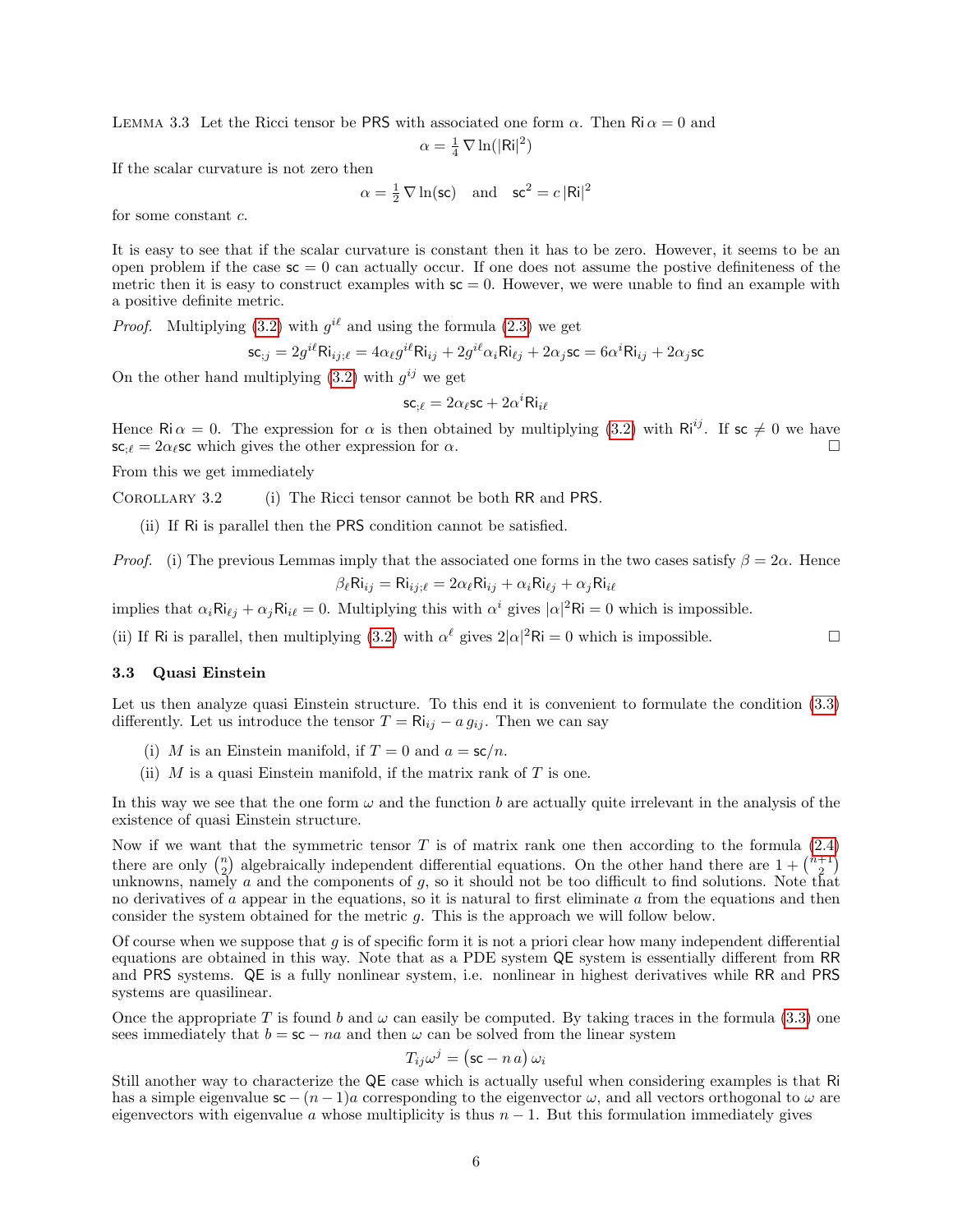Lemma 3.3 Let the Ricci tensor be $\mathsf{PRS}$ with associated one form $\alpha$. Then $\mathsf{Ri}\,\alpha = 0$ and

$$\alpha = \tfrac{1}{4}\,\nabla \ln(|\mathsf{Ri}|^2)$$

If the scalar curvature is not zero then

$$\alpha = \tfrac{1}{2}\,\nabla \ln(\mathsf{sc}) \quad \text{and} \quad \mathsf{sc}^2 = c\,|\mathsf{Ri}|^2$$

for some constant $c$.

It is easy to see that if the scalar curvature is constant then it has to be zero. However, it seems to be an open problem if the case $\mathsf{sc} = 0$ can actually occur. If one does not assume the postive definiteness of the metric then it is easy to construct examples with $\mathsf{sc} = 0$. However, we were unable to find an example with a positive definite metric.

*Proof.* Multiplying (3.2) with $g^{i\ell}$ and using the formula (2.3) we get

$$\mathsf{sc}_{;j} = 2g^{i\ell}\mathsf{Ri}_{ij;\ell} = 4\alpha_\ell g^{i\ell}\mathsf{Ri}_{ij} + 2g^{i\ell}\alpha_i\mathsf{Ri}_{\ell j} + 2\alpha_j\mathsf{sc} = 6\alpha^i\mathsf{Ri}_{ij} + 2\alpha_j\mathsf{sc}$$

On the other hand multiplying (3.2) with $g^{ij}$ we get

$$\mathsf{sc}_{;\ell} = 2\alpha_\ell\mathsf{sc} + 2\alpha^i\mathsf{Ri}_{i\ell}$$

Hence $\mathsf{Ri}\,\alpha = 0$. The expression for $\alpha$ is then obtained by multiplying (3.2) with $\mathsf{Ri}^{ij}$. If $\mathsf{sc} \neq 0$ we have $\mathsf{sc}_{;\ell} = 2\alpha_\ell\mathsf{sc}$ which gives the other expression for $\alpha$. □

From this we get immediately

Corollary 3.2 (i) The Ricci tensor cannot be both $\mathsf{RR}$ and $\mathsf{PRS}$.

(ii) If $\mathsf{Ri}$ is parallel then the $\mathsf{PRS}$ condition cannot be satisfied.

*Proof.* (i) The previous Lemmas imply that the associated one forms in the two cases satisfy $\beta = 2\alpha$. Hence

$$\beta_\ell\mathsf{Ri}_{ij} = \mathsf{Ri}_{ij;\ell} = 2\alpha_\ell\mathsf{Ri}_{ij} + \alpha_i\mathsf{Ri}_{\ell j} + \alpha_j\mathsf{Ri}_{i\ell}$$

implies that $\alpha_i\mathsf{Ri}_{\ell j} + \alpha_j\mathsf{Ri}_{i\ell} = 0$. Multiplying this with $\alpha^i$ gives $|\alpha|^2\mathsf{Ri} = 0$ which is impossible.

(ii) If $\mathsf{Ri}$ is parallel, then multiplying (3.2) with $\alpha^\ell$ gives $2|\alpha|^2\mathsf{Ri} = 0$ which is impossible. □

### 3.3 Quasi Einstein

Let us then analyze quasi Einstein structure. To this end it is convenient to formulate the condition (3.3) differently. Let us introduce the tensor $T = \mathsf{Ri}_{ij} - a\,g_{ij}$. Then we can say

(i) $M$ is an Einstein manifold, if $T = 0$ and $a = \mathsf{sc}/n$.

(ii) $M$ is a quasi Einstein manifold, if the matrix rank of $T$ is one.

In this way we see that the one form $\omega$ and the function $b$ are actually quite irrelevant in the analysis of the existence of quasi Einstein structure.

Now if we want that the symmetric tensor $T$ is of matrix rank one then according to the formula (2.4) there are only $\binom{n}{2}$ algebraically independent differential equations. On the other hand there are $1 + \binom{n+1}{2}$ unknowns, namely $a$ and the components of $g$, so it should not be too difficult to find solutions. Note that no derivatives of $a$ appear in the equations, so it is natural to first eliminate $a$ from the equations and then consider the system obtained for the metric $g$. This is the approach we will follow below.

Of course when we suppose that $g$ is of specific form it is not a priori clear how many independent differential equations are obtained in this way. Note that as a PDE system $\mathsf{QE}$ system is essentially different from $\mathsf{RR}$ and $\mathsf{PRS}$ systems. $\mathsf{QE}$ is a fully nonlinear system, i.e. nonlinear in highest derivatives while $\mathsf{RR}$ and $\mathsf{PRS}$ systems are quasilinear.

Once the appropriate $T$ is found $b$ and $\omega$ can easily be computed. By taking traces in the formula (3.3) one sees immediately that $b = \mathsf{sc} - na$ and then $\omega$ can be solved from the linear system

$$T_{ij}\omega^j = \big(\mathsf{sc} - n\,a\big)\,\omega_i$$

Still another way to characterize the $\mathsf{QE}$ case which is actually useful when considering examples is that $\mathsf{Ri}$ has a simple eigenvalue $\mathsf{sc} - (n-1)a$ corresponding to the eigenvector $\omega$, and all vectors orthogonal to $\omega$ are eigenvectors with eigenvalue $a$ whose multiplicity is thus $n - 1$. But this formulation immediately gives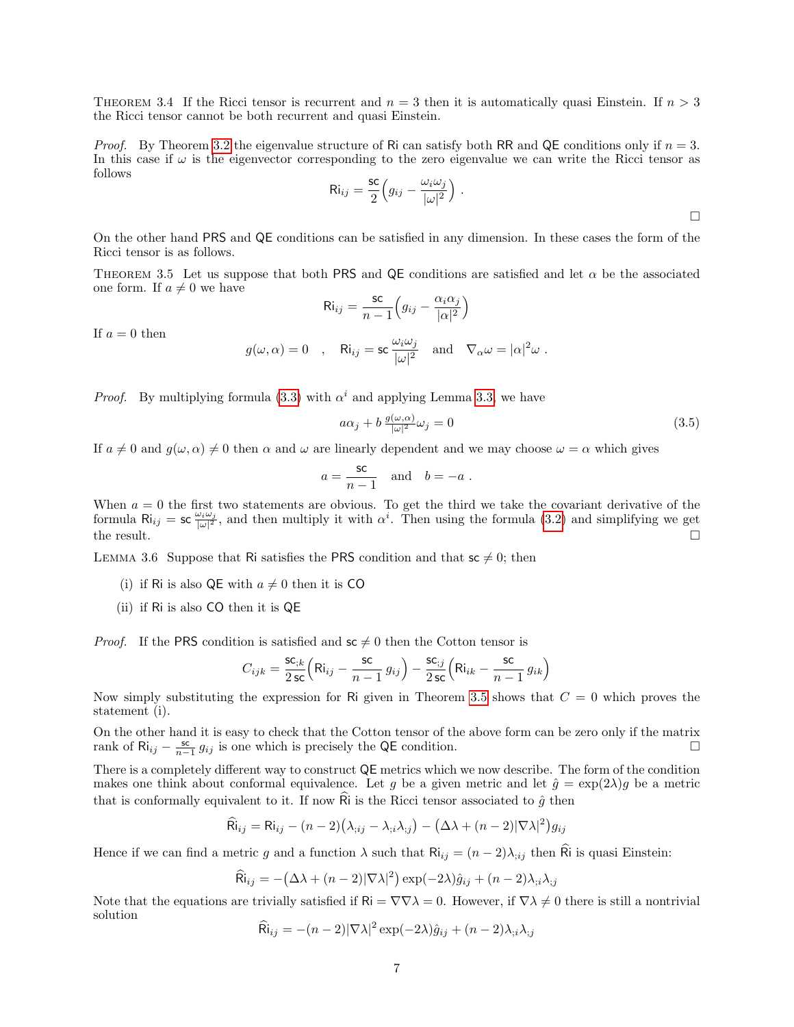Theorem 3.4 If the Ricci tensor is recurrent and $n = 3$ then it is automatically quasi Einstein. If $n > 3$ the Ricci tensor cannot be both recurrent and quasi Einstein.

*Proof.* By Theorem 3.2 the eigenvalue structure of $\mathsf{Ri}$ can satisfy both $\mathsf{RR}$ and $\mathsf{QE}$ conditions only if $n = 3$. In this case if $\omega$ is the eigenvector corresponding to the zero eigenvalue we can write the Ricci tensor as follows

$$\mathsf{Ri}_{ij} = \frac{\mathsf{sc}}{2}\Big(g_{ij} - \frac{\omega_i\omega_j}{|\omega|^2}\Big) \ .$$

□

On the other hand $\mathsf{PRS}$ and $\mathsf{QE}$ conditions can be satisfied in any dimension. In these cases the form of the Ricci tensor is as follows.

Theorem 3.5 Let us suppose that both $\mathsf{PRS}$ and $\mathsf{QE}$ conditions are satisfied and let $\alpha$ be the associated one form. If $a \neq 0$ we have

$$\mathsf{Ri}_{ij} = \frac{\mathsf{sc}}{n-1}\Big(g_{ij} - \frac{\alpha_i\alpha_j}{|\alpha|^2}\Big)$$

If $a = 0$ then

$$g(\omega,\alpha) = 0 \quad , \quad \mathsf{Ri}_{ij} = \mathsf{sc}\,\frac{\omega_i\omega_j}{|\omega|^2} \quad \text{and} \quad \nabla_\alpha \omega = |\alpha|^2\omega \ .$$

*Proof.* By multiplying formula (3.3) with $\alpha^i$ and applying Lemma 3.3, we have

$$a\alpha_j + b\,\tfrac{g(\omega,\alpha)}{|\omega|^2}\omega_j = 0 \tag{3.5}$$

If $a \neq 0$ and $g(\omega,\alpha) \neq 0$ then $\alpha$ and $\omega$ are linearly dependent and we may choose $\omega = \alpha$ which gives

$$a = \frac{\mathsf{sc}}{n-1} \quad \text{and} \quad b = -a \ .$$

When $a = 0$ the first two statements are obvious. To get the third we take the covariant derivative of the formula $\mathsf{Ri}_{ij} = \mathsf{sc}\,\frac{\omega_i\omega_j}{|\omega|^2}$, and then multiply it with $\alpha^i$. Then using the formula (3.2) and simplifying we get the result. □

Lemma 3.6 Suppose that $\mathsf{Ri}$ satisfies the $\mathsf{PRS}$ condition and that $\mathsf{sc} \neq 0$; then

(i) if $\mathsf{Ri}$ is also $\mathsf{QE}$ with $a \neq 0$ then it is $\mathsf{CO}$

(ii) if $\mathsf{Ri}$ is also $\mathsf{CO}$ then it is $\mathsf{QE}$

*Proof.* If the $\mathsf{PRS}$ condition is satisfied and $\mathsf{sc} \neq 0$ then the Cotton tensor is

$$C_{ijk} = \frac{\mathsf{sc}_{;k}}{2\,\mathsf{sc}}\Big(\mathsf{Ri}_{ij} - \frac{\mathsf{sc}}{n-1}\,g_{ij}\Big) - \frac{\mathsf{sc}_{;j}}{2\,\mathsf{sc}}\Big(\mathsf{Ri}_{ik} - \frac{\mathsf{sc}}{n-1}\,g_{ik}\Big)$$

Now simply substituting the expression for $\mathsf{Ri}$ given in Theorem 3.5 shows that $C = 0$ which proves the statement (i).

On the other hand it is easy to check that the Cotton tensor of the above form can be zero only if the matrix rank of $\mathsf{Ri}_{ij} - \frac{\mathsf{sc}}{n-1}\,g_{ij}$ is one which is precisely the $\mathsf{QE}$ condition. □

There is a completely different way to construct $\mathsf{QE}$ metrics which we now describe. The form of the condition makes one think about conformal equivalence. Let $g$ be a given metric and let $\hat{g} = \exp(2\lambda)g$ be a metric that is conformally equivalent to it. If now $\widehat{\mathsf{Ri}}$ is the Ricci tensor associated to $\hat{g}$ then

$$\widehat{\mathsf{Ri}}_{ij} = \mathsf{Ri}_{ij} - (n-2)\big(\lambda_{;ij} - \lambda_{;i}\lambda_{;j}\big) - \big(\Delta\lambda + (n-2)|\nabla\lambda|^2\big)g_{ij}$$

Hence if we can find a metric $g$ and a function $\lambda$ such that $\mathsf{Ri}_{ij} = (n-2)\lambda_{;ij}$ then $\widehat{\mathsf{Ri}}$ is quasi Einstein:

$$\widehat{\mathsf{Ri}}_{ij} = -\big(\Delta\lambda + (n-2)|\nabla\lambda|^2\big)\exp(-2\lambda)\hat{g}_{ij} + (n-2)\lambda_{;i}\lambda_{;j}$$

Note that the equations are trivially satisfied if $\mathsf{Ri} = \nabla\nabla\lambda = 0$. However, if $\nabla\lambda \neq 0$ there is still a nontrivial solution

$$\widehat{\mathsf{Ri}}_{ij} = -(n-2)|\nabla\lambda|^2\exp(-2\lambda)\hat{g}_{ij} + (n-2)\lambda_{;i}\lambda_{;j}$$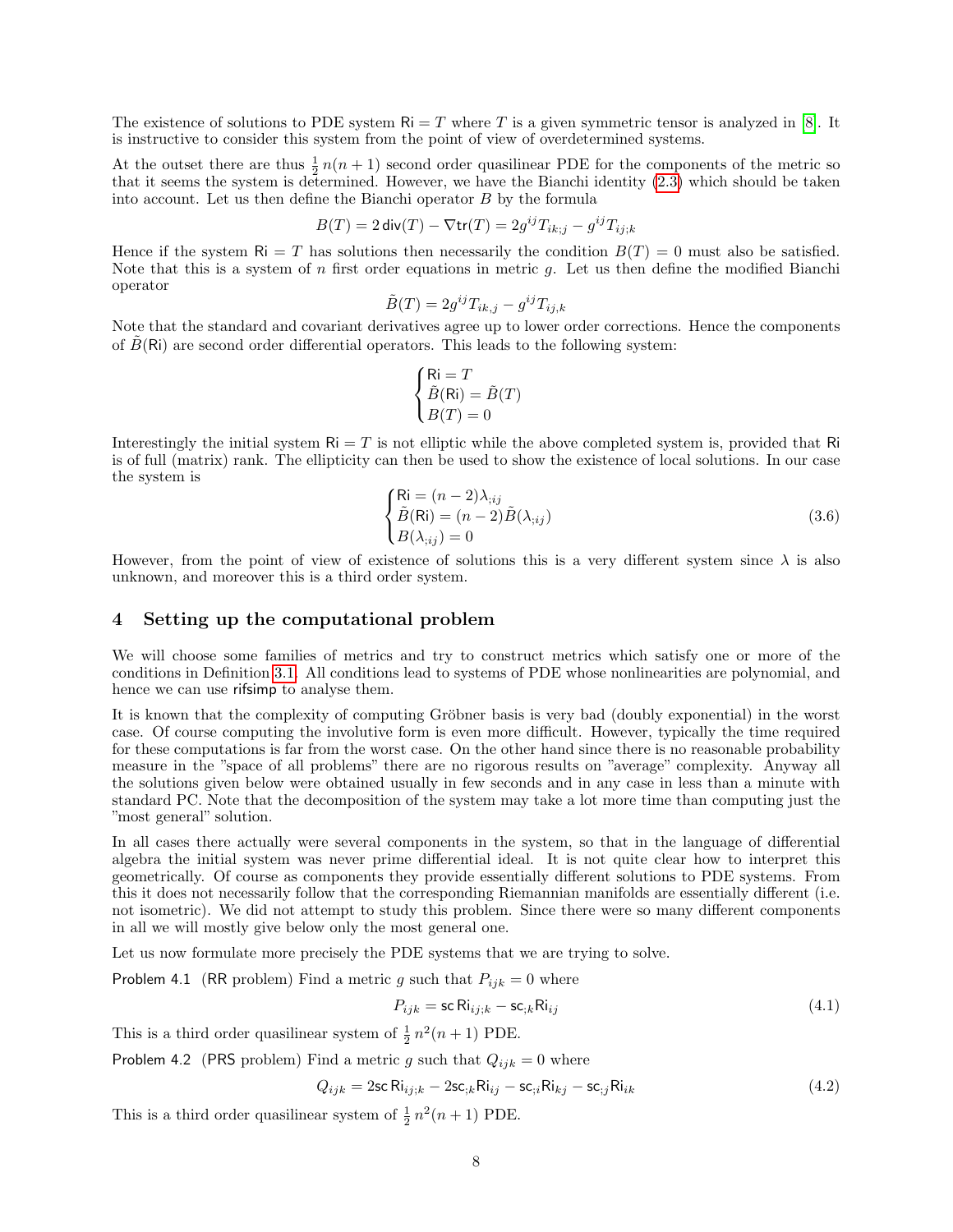The existence of solutions to PDE system $\mathsf{Ri} = T$ where $T$ is a given symmetric tensor is analyzed in [8]. It is instructive to consider this system from the point of view of overdetermined systems.

At the outset there are thus $\frac{1}{2}\,n(n+1)$ second order quasilinear PDE for the components of the metric so that it seems the system is determined. However, we have the Bianchi identity (2.3) which should be taken into account. Let us then define the Bianchi operator $B$ by the formula

$$B(T) = 2\,\mathsf{div}(T) - \nabla \mathsf{tr}(T) = 2g^{ij}T_{ik;j} - g^{ij}T_{ij;k}$$

Hence if the system $\mathsf{Ri} = T$ has solutions then necessarily the condition $B(T) = 0$ must also be satisfied. Note that this is a system of $n$ first order equations in metric $g$. Let us then define the modified Bianchi operator

$$\tilde{B}(T) = 2g^{ij}T_{ik,j} - g^{ij}T_{ij,k}$$

Note that the standard and covariant derivatives agree up to lower order corrections. Hence the components of $\tilde{B}(\mathsf{Ri})$ are second order differential operators. This leads to the following system:

$$\begin{cases} \mathsf{Ri} = T \\ \tilde{B}(\mathsf{Ri}) = \tilde{B}(T) \\ B(T) = 0 \end{cases}$$

Interestingly the initial system $\mathsf{Ri} = T$ is not elliptic while the above completed system is, provided that $\mathsf{Ri}$ is of full (matrix) rank. The ellipticity can then be used to show the existence of local solutions. In our case the system is

$$\begin{cases} \mathsf{Ri} = (n-2)\lambda_{;ij} \\ \tilde{B}(\mathsf{Ri}) = (n-2)\tilde{B}(\lambda_{;ij}) \\ B(\lambda_{;ij}) = 0 \end{cases} \tag{3.6}$$

However, from the point of view of existence of solutions this is a very different system since $\lambda$ is also unknown, and moreover this is a third order system.

## 4 Setting up the computational problem

We will choose some families of metrics and try to construct metrics which satisfy one or more of the conditions in Definition 3.1. All conditions lead to systems of PDE whose nonlinearities are polynomial, and hence we can use rifsimp to analyse them.

It is known that the complexity of computing Gröbner basis is very bad (doubly exponential) in the worst case. Of course computing the involutive form is even more difficult. However, typically the time required for these computations is far from the worst case. On the other hand since there is no reasonable probability measure in the "space of all problems" there are no rigorous results on "average" complexity. Anyway all the solutions given below were obtained usually in few seconds and in any case in less than a minute with standard PC. Note that the decomposition of the system may take a lot more time than computing just the "most general" solution.

In all cases there actually were several components in the system, so that in the language of differential algebra the initial system was never prime differential ideal. It is not quite clear how to interpret this geometrically. Of course as components they provide essentially different solutions to PDE systems. From this it does not necessarily follow that the corresponding Riemannian manifolds are essentially different (i.e. not isometric). We did not attempt to study this problem. Since there were so many different components in all we will mostly give below only the most general one.

Let us now formulate more precisely the PDE systems that we are trying to solve.

Problem 4.1 (RR problem) Find a metric $g$ such that $P_{ijk} = 0$ where

$$P_{ijk} = \mathsf{sc}\,\mathsf{Ri}_{ij;k} - \mathsf{sc}_{;k}\mathsf{Ri}_{ij} \tag{4.1}$$

This is a third order quasilinear system of $\frac{1}{2}\,n^2(n+1)$ PDE.

Problem 4.2 (PRS problem) Find a metric $g$ such that $Q_{ijk} = 0$ where

$$Q_{ijk} = 2\mathsf{sc}\,\mathsf{Ri}_{ij;k} - 2\mathsf{sc}_{;k}\mathsf{Ri}_{ij} - \mathsf{sc}_{;i}\mathsf{Ri}_{kj} - \mathsf{sc}_{;j}\mathsf{Ri}_{ik} \tag{4.2}$$

This is a third order quasilinear system of $\frac{1}{2}\,n^2(n+1)$ PDE.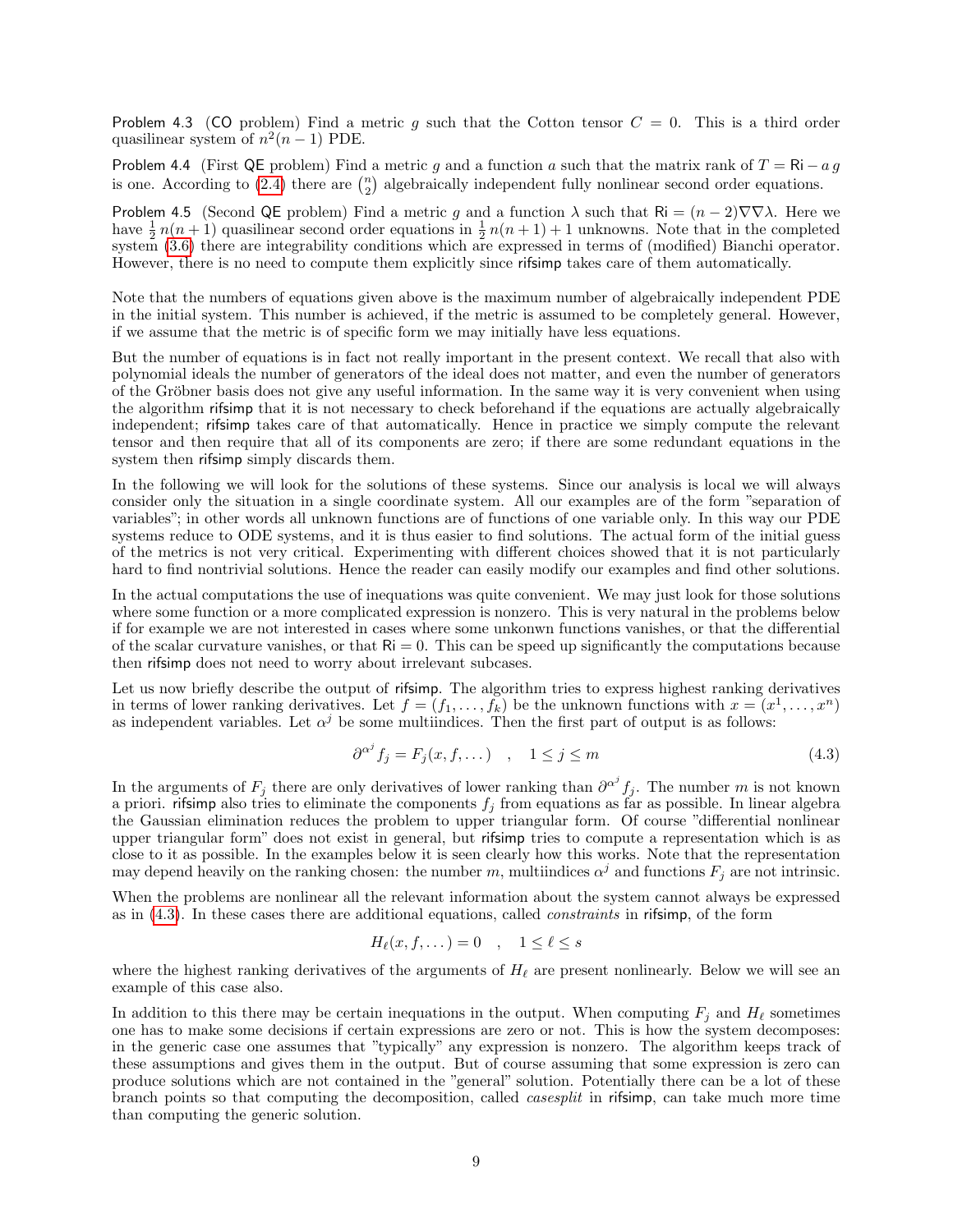Problem 4.3 (CO problem) Find a metric $g$ such that the Cotton tensor $C = 0$. This is a third order quasilinear system of $n^2(n-1)$ PDE.

Problem 4.4 (First QE problem) Find a metric $g$ and a function $a$ such that the matrix rank of $T = \mathsf{Ri} - a\,g$ is one. According to (2.4) there are $\binom{n}{2}$ algebraically independent fully nonlinear second order equations.

Problem 4.5 (Second QE problem) Find a metric $g$ and a function $\lambda$ such that $\mathsf{Ri} = (n-2)\nabla\nabla\lambda$. Here we have $\frac{1}{2}\,n(n+1)$ quasilinear second order equations in $\frac{1}{2}\,n(n+1)+1$ unknowns. Note that in the completed system (3.6) there are integrability conditions which are expressed in terms of (modified) Bianchi operator. However, there is no need to compute them explicitly since rifsimp takes care of them automatically.

Note that the numbers of equations given above is the maximum number of algebraically independent PDE in the initial system. This number is achieved, if the metric is assumed to be completely general. However, if we assume that the metric is of specific form we may initially have less equations.

But the number of equations is in fact not really important in the present context. We recall that also with polynomial ideals the number of generators of the ideal does not matter, and even the number of generators of the Gröbner basis does not give any useful information. In the same way it is very convenient when using the algorithm rifsimp that it is not necessary to check beforehand if the equations are actually algebraically independent; rifsimp takes care of that automatically. Hence in practice we simply compute the relevant tensor and then require that all of its components are zero; if there are some redundant equations in the system then rifsimp simply discards them.

In the following we will look for the solutions of these systems. Since our analysis is local we will always consider only the situation in a single coordinate system. All our examples are of the form "separation of variables"; in other words all unknown functions are of functions of one variable only. In this way our PDE systems reduce to ODE systems, and it is thus easier to find solutions. The actual form of the initial guess of the metrics is not very critical. Experimenting with different choices showed that it is not particularly hard to find nontrivial solutions. Hence the reader can easily modify our examples and find other solutions.

In the actual computations the use of inequations was quite convenient. We may just look for those solutions where some function or a more complicated expression is nonzero. This is very natural in the problems below if for example we are not interested in cases where some unkonwn functions vanishes, or that the differential of the scalar curvature vanishes, or that $\mathsf{Ri} = 0$. This can be speed up significantly the computations because then rifsimp does not need to worry about irrelevant subcases.

Let us now briefly describe the output of rifsimp. The algorithm tries to express highest ranking derivatives in terms of lower ranking derivatives. Let $f = (f_1, \ldots, f_k)$ be the unknown functions with $x = (x^1, \ldots, x^n)$ as independent variables. Let $\alpha^j$ be some multiindices. Then the first part of output is as follows:

$$\partial^{\alpha^j} f_j = F_j(x, f, \ldots) \quad , \quad 1 \le j \le m \tag{4.3}$$

In the arguments of $F_j$ there are only derivatives of lower ranking than $\partial^{\alpha^j} f_j$. The number $m$ is not known a priori. rifsimp also tries to eliminate the components $f_j$ from equations as far as possible. In linear algebra the Gaussian elimination reduces the problem to upper triangular form. Of course "differential nonlinear upper triangular form" does not exist in general, but rifsimp tries to compute a representation which is as close to it as possible. In the examples below it is seen clearly how this works. Note that the representation may depend heavily on the ranking chosen: the number $m$, multiindices $\alpha^j$ and functions $F_j$ are not intrinsic.

When the problems are nonlinear all the relevant information about the system cannot always be expressed as in (4.3). In these cases there are additional equations, called *constraints* in rifsimp, of the form

$$H_\ell(x, f, \ldots) = 0 \quad , \quad 1 \le \ell \le s$$

where the highest ranking derivatives of the arguments of $H_\ell$ are present nonlinearly. Below we will see an example of this case also.

In addition to this there may be certain inequations in the output. When computing $F_j$ and $H_\ell$ sometimes one has to make some decisions if certain expressions are zero or not. This is how the system decomposes: in the generic case one assumes that "typically" any expression is nonzero. The algorithm keeps track of these assumptions and gives them in the output. But of course assuming that some expression is zero can produce solutions which are not contained in the "general" solution. Potentially there can be a lot of these branch points so that computing the decomposition, called *casesplit* in rifsimp, can take much more time than computing the generic solution.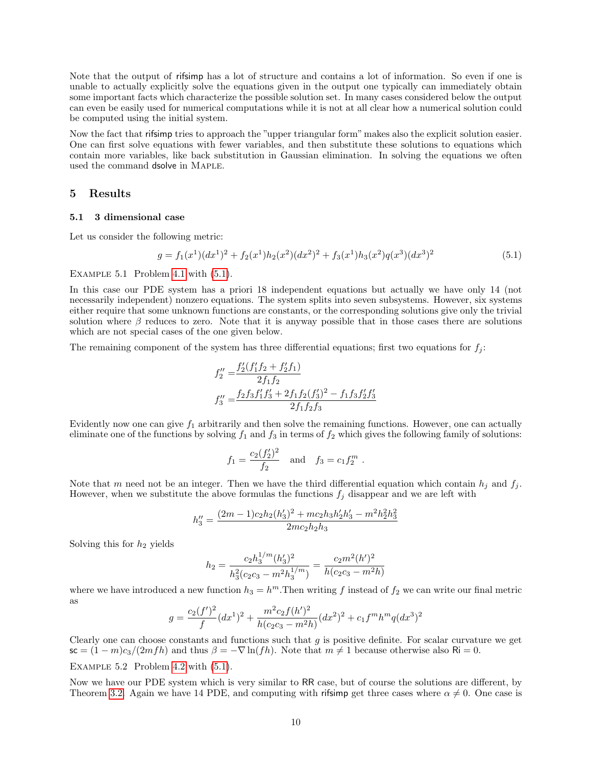Note that the output of rifsimp has a lot of structure and contains a lot of information. So even if one is unable to actually explicitly solve the equations given in the output one typically can immediately obtain some important facts which characterize the possible solution set. In many cases considered below the output can even be easily used for numerical computations while it is not at all clear how a numerical solution could be computed using the initial system.

Now the fact that rifsimp tries to approach the "upper triangular form" makes also the explicit solution easier. One can first solve equations with fewer variables, and then substitute these solutions to equations which contain more variables, like back substitution in Gaussian elimination. In solving the equations we often used the command dsolve in Maple.

## 5 Results

### 5.1 3 dimensional case

Let us consider the following metric:

$$g = f_1(x^1)(dx^1)^2 + f_2(x^1)h_2(x^2)(dx^2)^2 + f_3(x^1)h_3(x^2)q(x^3)(dx^3)^2 \tag{5.1}$$

Example 5.1 Problem 4.1 with (5.1).

In this case our PDE system has a priori 18 independent equations but actually we have only 14 (not necessarily independent) nonzero equations. The system splits into seven subsystems. However, six systems either require that some unknown functions are constants, or the corresponding solutions give only the trivial solution where $\beta$ reduces to zero. Note that it is anyway possible that in those cases there are solutions which are not special cases of the one given below.

The remaining component of the system has three differential equations; first two equations for $f_j$:

$$\begin{aligned}
f_2'' &= \frac{f_2'(f_1'f_2 + f_2'f_1)}{2f_1f_2} \\
f_3'' &= \frac{f_2f_3f_1'f_3' + 2f_1f_2(f_3')^2 - f_1f_3f_2'f_3'}{2f_1f_2f_3}
\end{aligned}$$

Evidently now one can give $f_1$ arbitrarily and then solve the remaining functions. However, one can actually eliminate one of the functions by solving $f_1$ and $f_3$ in terms of $f_2$ which gives the following family of solutions:

$$f_1 = \frac{c_2(f_2')^2}{f_2} \quad \text{and} \quad f_3 = c_1 f_2^m\ .$$

Note that $m$ need not be an integer. Then we have the third differential equation which contain $h_j$ and $f_j$. However, when we substitute the above formulas the functions $f_j$ disappear and we are left with

$$h_3'' = \frac{(2m-1)c_2h_2(h_3')^2 + mc_2h_3h_2'h_3' - m^2h_2^2h_3^2}{2mc_2h_2h_3}$$

Solving this for $h_2$ yields

$$h_2 = \frac{c_2h_3^{1/m}(h_3')^2}{h_3^2(c_2c_3 - m^2h_3^{1/m})} = \frac{c_2m^2(h')^2}{h(c_2c_3 - m^2h)}$$

where we have introduced a new function $h_3 = h^m$.Then writing $f$ instead of $f_2$ we can write our final metric as

$$g = \frac{c_2(f')^2}{f}(dx^1)^2 + \frac{m^2c_2f(h')^2}{h(c_2c_3 - m^2h)}(dx^2)^2 + c_1f^mh^mq(dx^3)^2$$

Clearly one can choose constants and functions such that $g$ is positive definite. For scalar curvature we get $\mathsf{sc} = (1-m)c_3/(2mfh)$ and thus $\beta = -\nabla\ln(fh)$. Note that $m \neq 1$ because otherwise also $\mathsf{Ri} = 0$.

Example 5.2 Problem 4.2 with (5.1).

Now we have our PDE system which is very similar to RR case, but of course the solutions are different, by Theorem 3.2. Again we have 14 PDE, and computing with rifsimp get three cases where $\alpha \neq 0$. One case is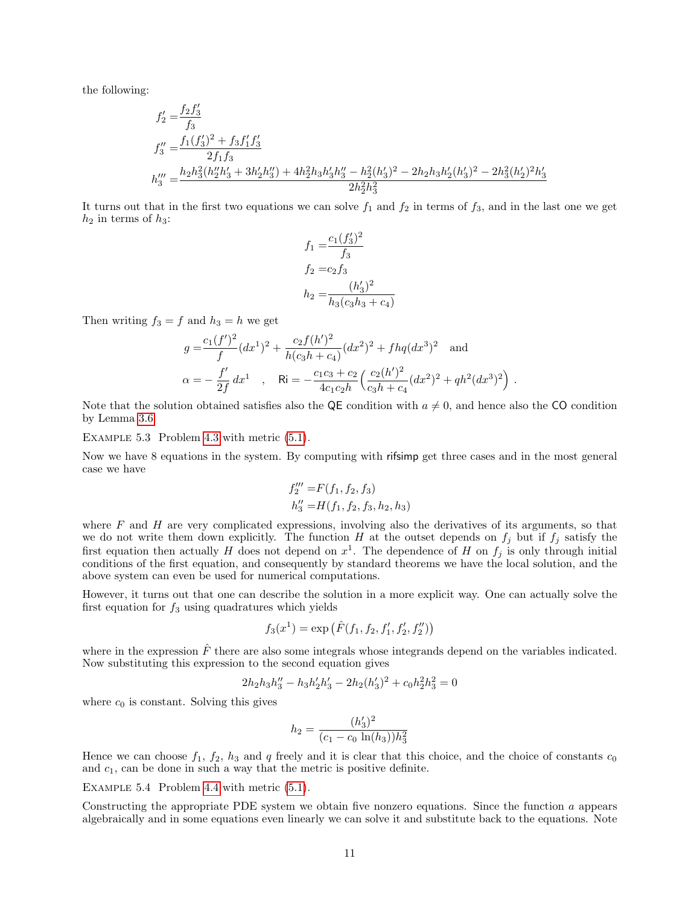the following:

$$
\begin{aligned}
f_2' &= \frac{f_2 f_3'}{f_3}\\
f_3'' &= \frac{f_1 (f_3')^2 + f_3 f_1' f_3'}{2 f_1 f_3}\\
h_3''' &= \frac{h_2 h_3^2 (h_2'' h_3' + 3 h_2' h_3'') + 4 h_2^2 h_3 h_3' h_3'' - h_2^2 (h_3')^2 - 2 h_2 h_3 h_2' (h_3')^2 - 2 h_3^2 (h_2')^2 h_3'}{2 h_2^2 h_3^2}
\end{aligned}
$$

It turns out that in the first two equations we can solve $f_1$ and $f_2$ in terms of $f_3$, and in the last one we get $h_2$ in terms of $h_3$:

$$
\begin{aligned}
f_1 &= \frac{c_1 (f_3')^2}{f_3}\\
f_2 &= c_2 f_3\\
h_2 &= \frac{(h_3')^2}{h_3 (c_3 h_3 + c_4)}
\end{aligned}
$$

Then writing $f_3 = f$ and $h_3 = h$ we get

$$
\begin{aligned}
g &= \frac{c_1 (f')^2}{f} (dx^1)^2 + \frac{c_2 f (h')^2}{h (c_3 h + c_4)} (dx^2)^2 + f h q (dx^3)^2 \quad \text{and}\\
\alpha &= -\frac{f'}{2f}\, dx^1 \quad , \quad \mathsf{Ri} = -\frac{c_1 c_3 + c_2}{4 c_1 c_2 h} \Big( \frac{c_2 (h')^2}{c_3 h + c_4} (dx^2)^2 + q h^2 (dx^3)^2 \Big) \ .
\end{aligned}
$$

Note that the solution obtained satisfies also the $\mathsf{QE}$ condition with $a \neq 0$, and hence also the $\mathsf{CO}$ condition by Lemma 3.6.

Example 5.3 Problem 4.3 with metric (5.1).

Now we have 8 equations in the system. By computing with rifsimp get three cases and in the most general case we have

$$
\begin{aligned}
f_2''' &= F(f_1, f_2, f_3)\\
h_3'' &= H(f_1, f_2, f_3, h_2, h_3)
\end{aligned}
$$

where $F$ and $H$ are very complicated expressions, involving also the derivatives of its arguments, so that we do not write them down explicitly. The function $H$ at the outset depends on $f_j$ but if $f_j$ satisfy the first equation then actually $H$ does not depend on $x^1$. The dependence of $H$ on $f_j$ is only through initial conditions of the first equation, and consequently by standard theorems we have the local solution, and the above system can even be used for numerical computations.

However, it turns out that one can describe the solution in a more explicit way. One can actually solve the first equation for $f_3$ using quadratures which yields

$$
f_3(x^1) = \exp\big(\hat{F}(f_1, f_2, f_1', f_2', f_2'')\big)
$$

where in the expression $\hat{F}$ there are also some integrals whose integrands depend on the variables indicated. Now substituting this expression to the second equation gives

$$
2 h_2 h_3 h_3'' - h_3 h_2' h_3' - 2 h_2 (h_3')^2 + c_0 h_2^2 h_3^2 = 0
$$

where $c_0$ is constant. Solving this gives

$$
h_2 = \frac{(h_3')^2}{(c_1 - c_0\, \ln(h_3)) h_3^2}
$$

Hence we can choose $f_1$, $f_2$, $h_3$ and $q$ freely and it is clear that this choice, and the choice of constants $c_0$ and $c_1$, can be done in such a way that the metric is positive definite.

Example 5.4 Problem 4.4 with metric (5.1).

Constructing the appropriate PDE system we obtain five nonzero equations. Since the function $a$ appears algebraically and in some equations even linearly we can solve it and substitute back to the equations. Note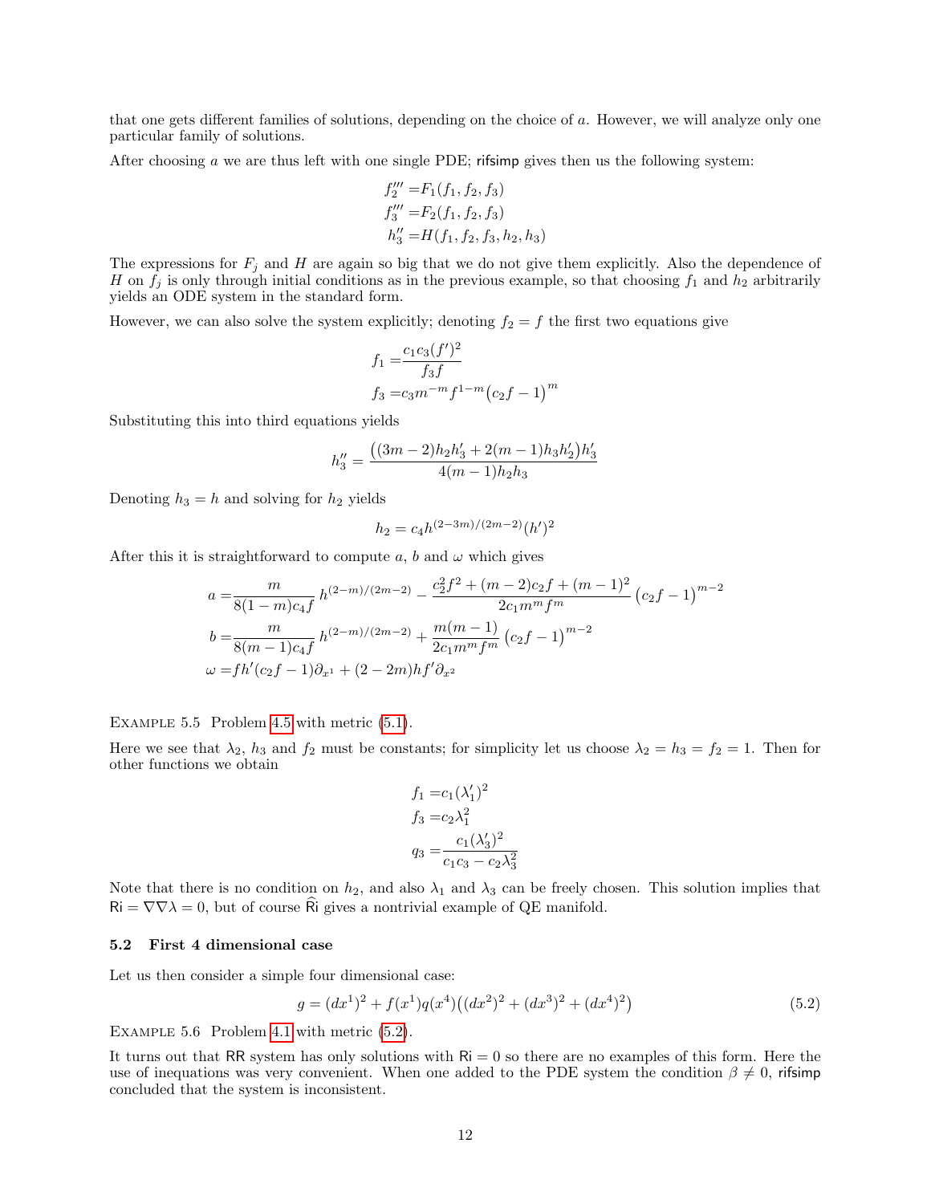that one gets different families of solutions, depending on the choice of $a$. However, we will analyze only one particular family of solutions.

After choosing $a$ we are thus left with one single PDE; rifsimp gives then us the following system:

$$
\begin{aligned}
f_2''' &= F_1(f_1, f_2, f_3) \\
f_3''' &= F_2(f_1, f_2, f_3) \\
h_3'' &= H(f_1, f_2, f_3, h_2, h_3)
\end{aligned}
$$

The expressions for $F_j$ and $H$ are again so big that we do not give them explicitly. Also the dependence of $H$ on $f_j$ is only through initial conditions as in the previous example, so that choosing $f_1$ and $h_2$ arbitrarily yields an ODE system in the standard form.

However, we can also solve the system explicitly; denoting $f_2 = f$ the first two equations give

$$
\begin{aligned}
f_1 &= \frac{c_1 c_3 (f')^2}{f_3 f} \\
f_3 &= c_3 m^{-m} f^{1-m} \big(c_2 f - 1\big)^m
\end{aligned}
$$

Substituting this into third equations yields

$$
h_3'' = \frac{\big((3m-2) h_2 h_3' + 2(m-1) h_3 h_2'\big) h_3'}{4(m-1) h_2 h_3}
$$

Denoting $h_3 = h$ and solving for $h_2$ yields

$$
h_2 = c_4 h^{(2-3m)/(2m-2)} (h')^2
$$

After this it is straightforward to compute $a$, $b$ and $\omega$ which gives

$$
\begin{aligned}
a &= \frac{m}{8(1-m) c_4 f}\, h^{(2-m)/(2m-2)} - \frac{c_2^2 f^2 + (m-2) c_2 f + (m-1)^2}{2 c_1 m^m f^m} \big(c_2 f - 1\big)^{m-2} \\
b &= \frac{m}{8(m-1) c_4 f}\, h^{(2-m)/(2m-2)} + \frac{m(m-1)}{2 c_1 m^m f^m} \big(c_2 f - 1\big)^{m-2} \\
\omega &= f h' (c_2 f - 1) \partial_{x^1} + (2 - 2m) h f' \partial_{x^2}
\end{aligned}
$$

Example 5.5 Problem 4.5 with metric (5.1).

Here we see that $\lambda_2$, $h_3$ and $f_2$ must be constants; for simplicity let us choose $\lambda_2 = h_3 = f_2 = 1$. Then for other functions we obtain

$$
\begin{aligned}
f_1 &= c_1 (\lambda_1')^2 \\
f_3 &= c_2 \lambda_1^2 \\
q_3 &= \frac{c_1 (\lambda_3')^2}{c_1 c_3 - c_2 \lambda_3^2}
\end{aligned}
$$

Note that there is no condition on $h_2$, and also $\lambda_1$ and $\lambda_3$ can be freely chosen. This solution implies that $\mathsf{Ri} = \nabla\nabla\lambda = 0$, but of course $\widehat{\mathsf{Ri}}$ gives a nontrivial example of QE manifold.

### 5.2 First 4 dimensional case

Let us then consider a simple four dimensional case:

$$
g = (dx^1)^2 + f(x^1) q(x^4) \big((dx^2)^2 + (dx^3)^2 + (dx^4)^2\big) \tag{5.2}
$$

Example 5.6 Problem 4.1 with metric (5.2).

It turns out that RR system has only solutions with $\mathsf{Ri} = 0$ so there are no examples of this form. Here the use of inequations was very convenient. When one added to the PDE system the condition $\beta \neq 0$, rifsimp concluded that the system is inconsistent.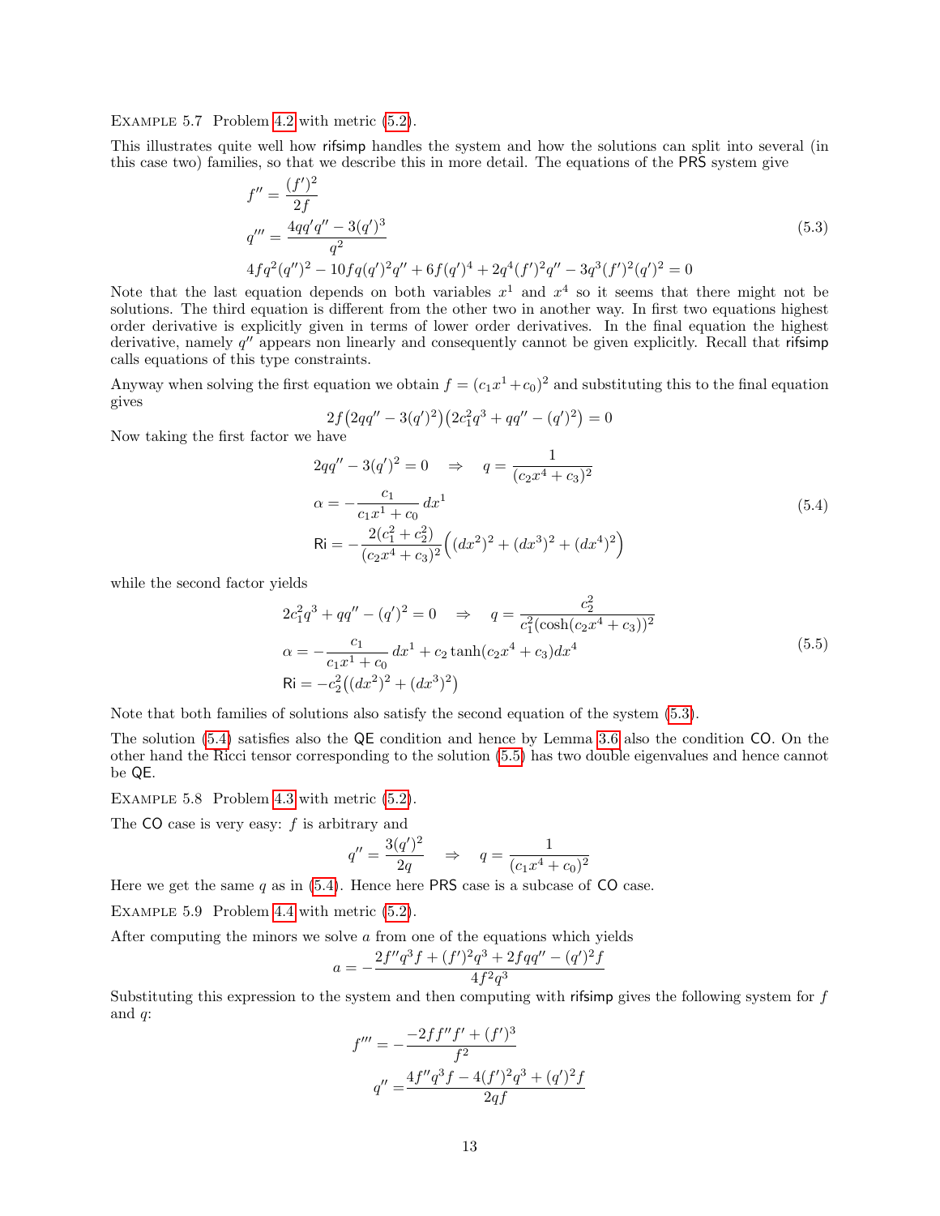Example 5.7 Problem 4.2 with metric (5.2).

This illustrates quite well how rifsimp handles the system and how the solutions can split into several (in this case two) families, so that we describe this in more detail. The equations of the PRS system give

$$
\begin{aligned}
f'' &= \frac{(f')^2}{2f} \\
q''' &= \frac{4qq'q'' - 3(q')^3}{q^2} \\
&4fq^2(q'')^2 - 10fq(q')^2q'' + 6f(q')^4 + 2q^4(f')^2q'' - 3q^3(f')^2(q')^2 = 0
\end{aligned}
\tag{5.3}
$$

Note that the last equation depends on both variables $x^1$ and $x^4$ so it seems that there might not be solutions. The third equation is different from the other two in another way. In first two equations highest order derivative is explicitly given in terms of lower order derivatives. In the final equation the highest derivative, namely $q''$ appears non linearly and consequently cannot be given explicitly. Recall that rifsimp calls equations of this type constraints.

Anyway when solving the first equation we obtain $f = (c_1x^1 + c_0)^2$ and substituting this to the final equation gives

$$
2f\big(2qq'' - 3(q')^2\big)\big(2c_1^2q^3 + qq'' - (q')^2\big) = 0
$$

Now taking the first factor we have

$$
\begin{aligned}
&2qq'' - 3(q')^2 = 0 \quad \Rightarrow \quad q = \frac{1}{(c_2x^4 + c_3)^2} \\
&\alpha = -\frac{c_1}{c_1x^1 + c_0}\,dx^1 \\
&\mathsf{Ri} = -\frac{2(c_1^2 + c_2^2)}{(c_2x^4 + c_3)^2}\Big((dx^2)^2 + (dx^3)^2 + (dx^4)^2\Big)
\end{aligned}
\tag{5.4}
$$

while the second factor yields

$$
\begin{aligned}
&2c_1^2q^3 + qq'' - (q')^2 = 0 \quad \Rightarrow \quad q = \frac{c_2^2}{c_1^2(\cosh(c_2x^4 + c_3))^2} \\
&\alpha = -\frac{c_1}{c_1x^1 + c_0}\,dx^1 + c_2\tanh(c_2x^4 + c_3)dx^4 \\
&\mathsf{Ri} = -c_2^2\big((dx^2)^2 + (dx^3)^2\big)
\end{aligned}
\tag{5.5}
$$

Note that both families of solutions also satisfy the second equation of the system (5.3).

The solution (5.4) satisfies also the QE condition and hence by Lemma 3.6 also the condition CO. On the other hand the Ricci tensor corresponding to the solution (5.5) has two double eigenvalues and hence cannot be QE.

Example 5.8 Problem 4.3 with metric (5.2).

The CO case is very easy: $f$ is arbitrary and

$$
q'' = \frac{3(q')^2}{2q} \quad \Rightarrow \quad q = \frac{1}{(c_1x^4 + c_0)^2}
$$

Here we get the same $q$ as in (5.4). Hence here PRS case is a subcase of CO case.

Example 5.9 Problem 4.4 with metric (5.2).

After computing the minors we solve $a$ from one of the equations which yields

$$
a = -\frac{2f''q^3f + (f')^2q^3 + 2fqq'' - (q')^2f}{4f^2q^3}
$$

Substituting this expression to the system and then computing with rifsimp gives the following system for $f$ and $q$:

$$
\begin{aligned}
f''' &= -\frac{-2ff''f' + (f')^3}{f^2} \\
q'' &= \frac{4f''q^3f - 4(f')^2q^3 + (q')^2f}{2qf}
\end{aligned}
$$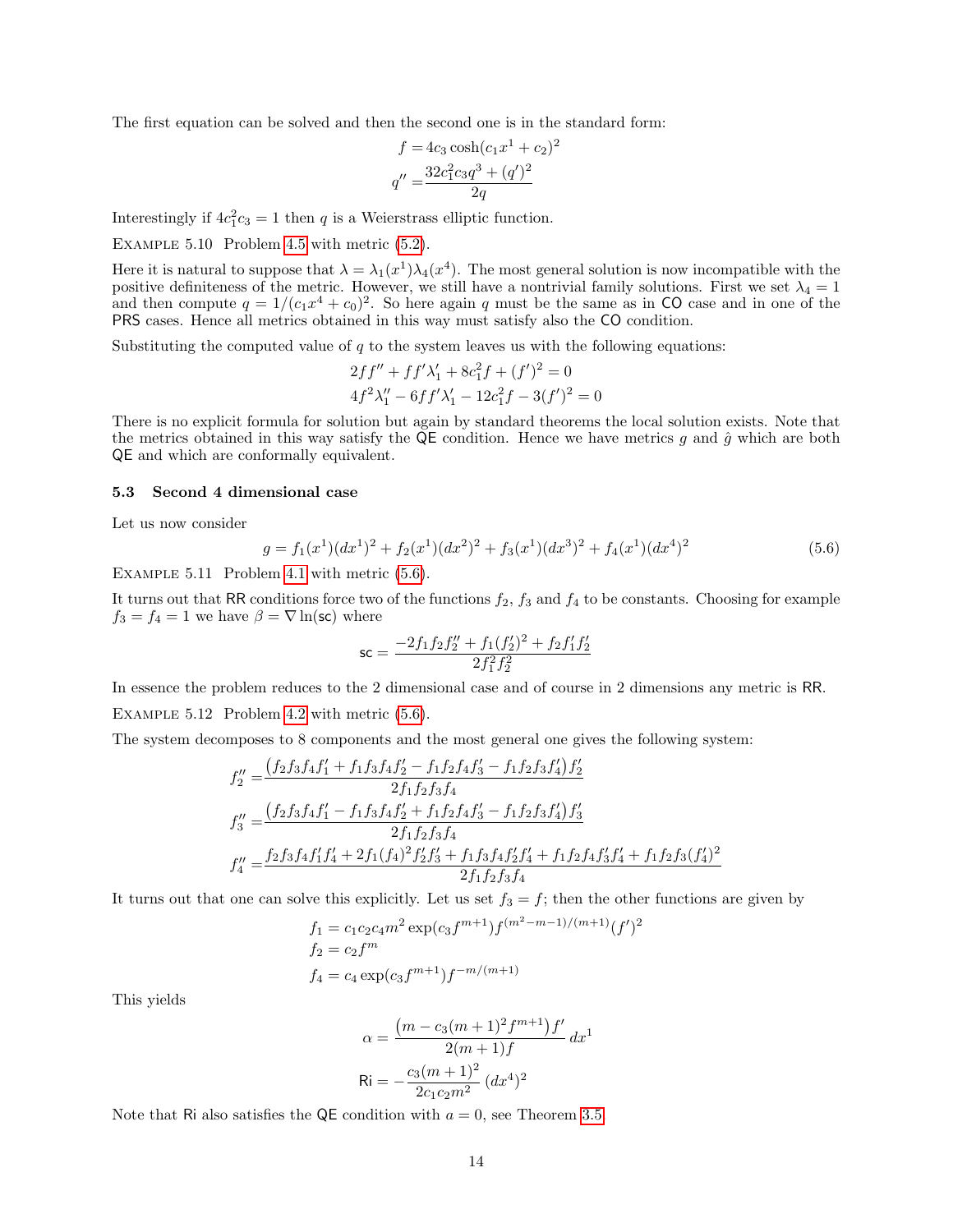The first equation can be solved and then the second one is in the standard form:

$$
\begin{aligned}
f &= 4c_3\cosh(c_1x^1+c_2)^2 \\
q'' &= \frac{32c_1^2c_3q^3+(q')^2}{2q}
\end{aligned}
$$

Interestingly if $4c_1^2c_3=1$ then $q$ is a Weierstrass elliptic function.

Example 5.10 Problem 4.5 with metric (5.2).

Here it is natural to suppose that $\lambda=\lambda_1(x^1)\lambda_4(x^4)$. The most general solution is now incompatible with the positive definiteness of the metric. However, we still have a nontrivial family solutions. First we set $\lambda_4=1$ and then compute $q=1/(c_1x^4+c_0)^2$. So here again $q$ must be the same as in CO case and in one of the PRS cases. Hence all metrics obtained in this way must satisfy also the CO condition.

Substituting the computed value of $q$ to the system leaves us with the following equations:

$$
\begin{aligned}
&2ff''+ff'\lambda_1'+8c_1^2f+(f')^2=0\\
&4f^2\lambda_1''-6ff'\lambda_1'-12c_1^2f-3(f')^2=0
\end{aligned}
$$

There is no explicit formula for solution but again by standard theorems the local solution exists. Note that the metrics obtained in this way satisfy the QE condition. Hence we have metrics $g$ and $\hat{g}$ which are both QE and which are conformally equivalent.

### 5.3 Second 4 dimensional case

Let us now consider

$$
g=f_1(x^1)(dx^1)^2+f_2(x^1)(dx^2)^2+f_3(x^1)(dx^3)^2+f_4(x^1)(dx^4)^2 \tag{5.6}
$$

Example 5.11 Problem 4.1 with metric (5.6).

It turns out that RR conditions force two of the functions $f_2$, $f_3$ and $f_4$ to be constants. Choosing for example $f_3=f_4=1$ we have $\beta=\nabla\ln(\mathsf{sc})$ where

$$
\mathsf{sc}=\frac{-2f_1f_2f_2''+f_1(f_2')^2+f_2f_1'f_2'}{2f_1^2f_2^2}
$$

In essence the problem reduces to the 2 dimensional case and of course in 2 dimensions any metric is RR.

Example 5.12 Problem 4.2 with metric (5.6).

The system decomposes to 8 components and the most general one gives the following system:

$$
\begin{aligned}
f_2'' &= \frac{\big(f_2f_3f_4f_1'+f_1f_3f_4f_2'-f_1f_2f_4f_3'-f_1f_2f_3f_4'\big)f_2'}{2f_1f_2f_3f_4}\\
f_3'' &= \frac{\big(f_2f_3f_4f_1'-f_1f_3f_4f_2'+f_1f_2f_4f_3'-f_1f_2f_3f_4'\big)f_3'}{2f_1f_2f_3f_4}\\
f_4'' &= \frac{f_2f_3f_4f_1'f_4'+2f_1(f_4)^2f_2'f_3'+f_1f_3f_4f_2'f_4'+f_1f_2f_4f_3'f_4'+f_1f_2f_3(f_4')^2}{2f_1f_2f_3f_4}
\end{aligned}
$$

It turns out that one can solve this explicitly. Let us set $f_3=f$; then the other functions are given by

$$
\begin{aligned}
f_1 &= c_1c_2c_4m^2\exp(c_3f^{m+1})f^{(m^2-m-1)/(m+1)}(f')^2\\
f_2 &= c_2f^m\\
f_4 &= c_4\exp(c_3f^{m+1})f^{-m/(m+1)}
\end{aligned}
$$

This yields

$$
\begin{aligned}
\alpha &= \frac{\big(m-c_3(m+1)^2f^{m+1}\big)f'}{2(m+1)f}\,dx^1\\
\mathsf{Ri} &= -\frac{c_3(m+1)^2}{2c_1c_2m^2}\,(dx^4)^2
\end{aligned}
$$

Note that Ri also satisfies the QE condition with $a=0$, see Theorem 3.5.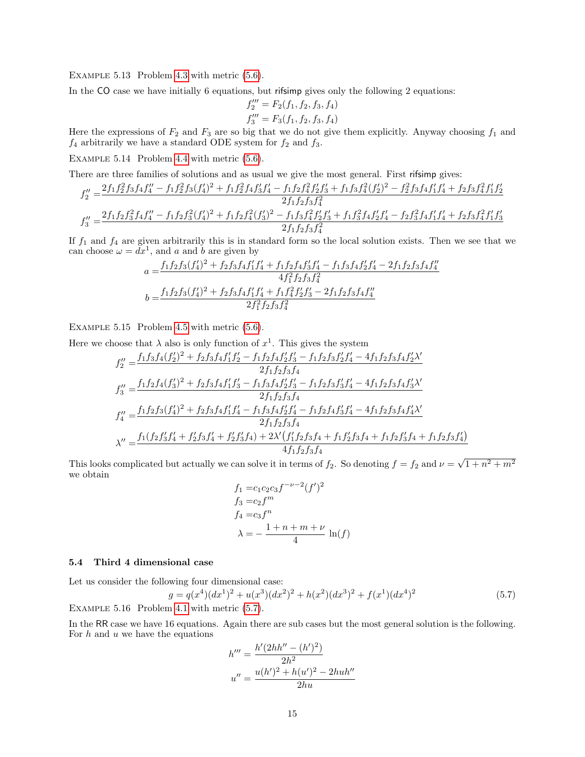Example 5.13 Problem 4.3 with metric (5.6).

In the CO case we have initially 6 equations, but rifsimp gives only the following 2 equations:

$$f_2''' = F_2(f_1, f_2, f_3, f_4)$$
$$f_3''' = F_3(f_1, f_2, f_3, f_4)$$

Here the expressions of $F_2$ and $F_3$ are so big that we do not give them explicitly. Anyway choosing $f_1$ and $f_4$ arbitrarily we have a standard ODE system for $f_2$ and $f_3$.

Example 5.14 Problem 4.4 with metric (5.6).

There are three families of solutions and as usual we give the most general. First rifsimp gives:

$$f_2'' = \frac{2f_1f_2^2f_3f_4f_4'' - f_1f_2^2f_3(f_4')^2 + f_1f_2^2f_4f_3'f_4' - f_1f_2f_4^2f_2'f_3' + f_1f_3f_4^2(f_2')^2 - f_2^2f_3f_4f_1'f_4' + f_2f_3f_4^2f_1'f_2'}{2f_1f_2f_3f_4^2}$$

$$f_3'' = \frac{2f_1f_2f_3^2f_4f_4'' - f_1f_2f_3^2(f_4')^2 + f_1f_2f_4^2(f_3')^2 - f_1f_3f_4^2f_2'f_3' + f_1f_3^2f_4f_2'f_4' - f_2f_3^2f_4f_1'f_4' + f_2f_3f_4^2f_1'f_3'}{2f_1f_2f_3f_4^2}$$

If $f_1$ and $f_4$ are given arbitrarily this is in standard form so the local solution exists. Then we see that we can choose $\omega = dx^1$, and $a$ and $b$ are given by

$$a = \frac{f_1f_2f_3(f_4')^2 + f_2f_3f_4f_1'f_4' + f_1f_2f_4f_3'f_4' - f_1f_3f_4f_2'f_4' - 2f_1f_2f_3f_4f_4''}{4f_1^2f_2f_3f_4^2}$$

$$b = \frac{f_1f_2f_3(f_4')^2 + f_2f_3f_4f_1'f_4' + f_1f_4^2f_2'f_3' - 2f_1f_2f_3f_4f_4''}{2f_1^2f_2f_3f_4^2}$$

Example 5.15 Problem 4.5 with metric (5.6).

Here we choose that $\lambda$ also is only function of $x^1$. This gives the system

$$f_2'' = \frac{f_1f_3f_4(f_2')^2 + f_2f_3f_4f_1'f_2' - f_1f_2f_4f_2'f_3' - f_1f_2f_3f_2'f_4' - 4f_1f_2f_3f_4f_2'\lambda'}{2f_1f_2f_3f_4}$$

$$f_3'' = \frac{f_1f_2f_4(f_3')^2 + f_2f_3f_4f_1'f_3' - f_1f_3f_4f_2'f_3' - f_1f_2f_3f_3'f_4' - 4f_1f_2f_3f_4f_3'\lambda'}{2f_1f_2f_3f_4}$$

$$f_4'' = \frac{f_1f_2f_3(f_4')^2 + f_2f_3f_4f_1'f_4' - f_1f_3f_4f_2'f_4' - f_1f_2f_4f_3'f_4' - 4f_1f_2f_3f_4f_4'\lambda'}{2f_1f_2f_3f_4}$$

$$\lambda'' = \frac{f_1(f_2f_3'f_4' + f_2'f_3f_4' + f_2'f_3'f_4) + 2\lambda'\big(f_1'f_2f_3f_4 + f_1f_2'f_3f_4 + f_1f_2f_3'f_4 + f_1f_2f_3f_4'\big)}{4f_1f_2f_3f_4}$$

This looks complicated but actually we can solve it in terms of $f_2$. So denoting $f = f_2$ and $\nu = \sqrt{1+n^2+m^2}$ we obtain

$$f_1 = c_1c_2c_3f^{-\nu-2}(f')^2$$
$$f_3 = c_2f^m$$
$$f_4 = c_3f^n$$
$$\lambda = -\frac{1+n+m+\nu}{4}\ln(f)$$

### 5.4 Third 4 dimensional case

Let us consider the following four dimensional case:

$$g = q(x^4)(dx^1)^2 + u(x^3)(dx^2)^2 + h(x^2)(dx^3)^2 + f(x^1)(dx^4)^2 \tag{5.7}$$

Example 5.16 Problem 4.1 with metric (5.7).

In the RR case we have 16 equations. Again there are sub cases but the most general solution is the following. For $h$ and $u$ we have the equations

$$h''' = \frac{h'(2hh'' - (h')^2)}{2h^2}$$

$$u'' = \frac{u(h')^2 + h(u')^2 - 2huh''}{2hu}$$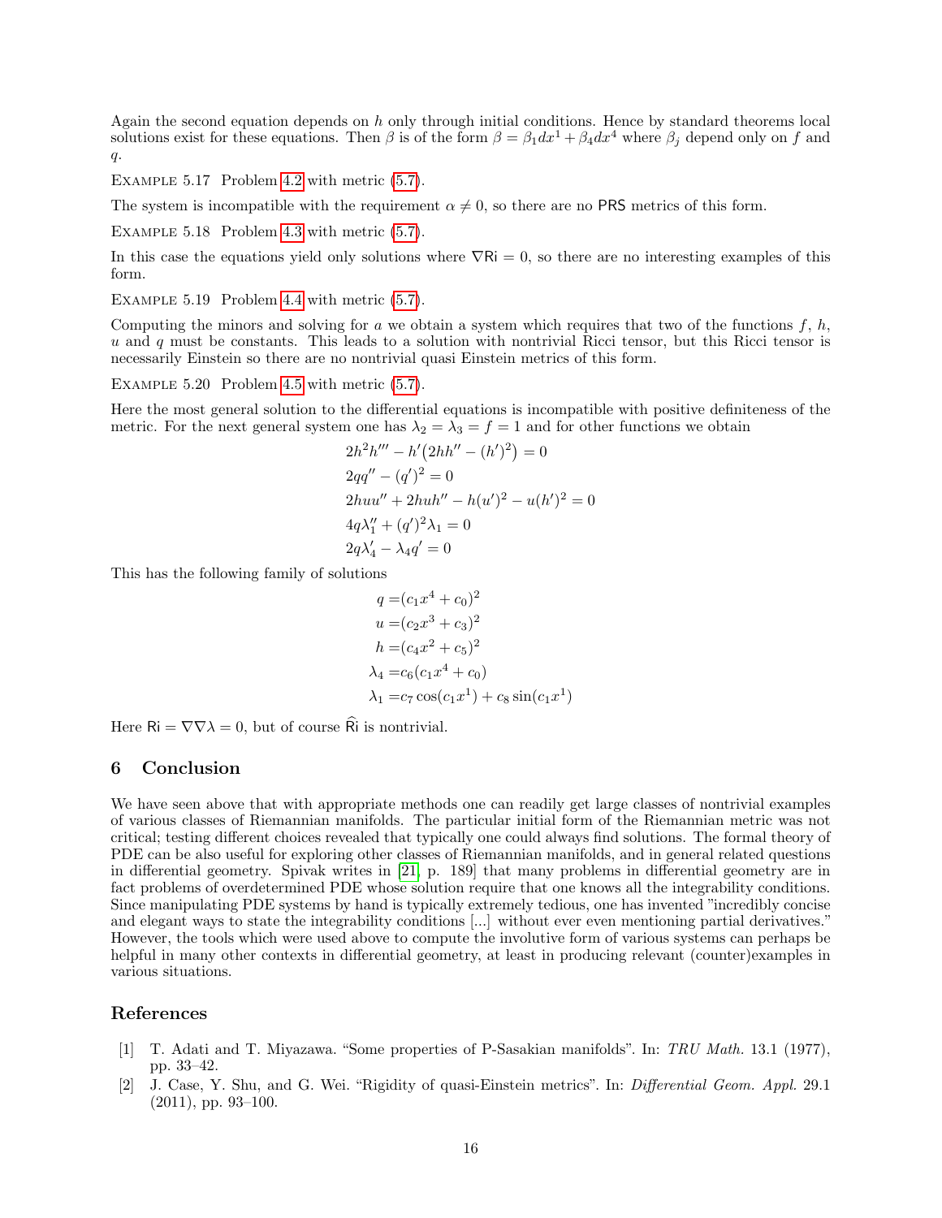Again the second equation depends on $h$ only through initial conditions. Hence by standard theorems local solutions exist for these equations. Then $\beta$ is of the form $\beta = \beta_1 dx^1 + \beta_4 dx^4$ where $\beta_j$ depend only on $f$ and $q$.

Example 5.17 Problem 4.2 with metric (5.7).

The system is incompatible with the requirement $\alpha \neq 0$, so there are no PRS metrics of this form.

Example 5.18 Problem 4.3 with metric (5.7).

In this case the equations yield only solutions where $\nabla \mathsf{Ri} = 0$, so there are no interesting examples of this form.

Example 5.19 Problem 4.4 with metric (5.7).

Computing the minors and solving for $a$ we obtain a system which requires that two of the functions $f$, $h$, $u$ and $q$ must be constants. This leads to a solution with nontrivial Ricci tensor, but this Ricci tensor is necessarily Einstein so there are no nontrivial quasi Einstein metrics of this form.

Example 5.20 Problem 4.5 with metric (5.7).

Here the most general solution to the differential equations is incompatible with positive definiteness of the metric. For the next general system one has $\lambda_2 = \lambda_3 = f = 1$ and for other functions we obtain

$$
\begin{aligned}
&2h^2h''' - h'\big(2hh'' - (h')^2\big) = 0\\
&2qq'' - (q')^2 = 0\\
&2huu'' + 2huh'' - h(u')^2 - u(h')^2 = 0\\
&4q\lambda_1'' + (q')^2\lambda_1 = 0\\
&2q\lambda_4' - \lambda_4 q' = 0
\end{aligned}
$$

This has the following family of solutions

$$
\begin{aligned}
q &= (c_1x^4 + c_0)^2\\
u &= (c_2x^3 + c_3)^2\\
h &= (c_4x^2 + c_5)^2\\
\lambda_4 &= c_6(c_1x^4 + c_0)\\
\lambda_1 &= c_7\cos(c_1x^1) + c_8\sin(c_1x^1)
\end{aligned}
$$

Here $\mathsf{Ri} = \nabla\nabla\lambda = 0$, but of course $\widehat{\mathsf{Ri}}$ is nontrivial.

## 6 Conclusion

We have seen above that with appropriate methods one can readily get large classes of nontrivial examples of various classes of Riemannian manifolds. The particular initial form of the Riemannian metric was not critical; testing different choices revealed that typically one could always find solutions. The formal theory of PDE can be also useful for exploring other classes of Riemannian manifolds, and in general related questions in differential geometry. Spivak writes in [21, p. 189] that many problems in differential geometry are in fact problems of overdetermined PDE whose solution require that one knows all the integrability conditions. Since manipulating PDE systems by hand is typically extremely tedious, one has invented "incredibly concise and elegant ways to state the integrability conditions [...] without ever even mentioning partial derivatives." However, the tools which were used above to compute the involutive form of various systems can perhaps be helpful in many other contexts in differential geometry, at least in producing relevant (counter)examples in various situations.

## References

[1] T. Adati and T. Miyazawa. "Some properties of P-Sasakian manifolds". In: *TRU Math.* 13.1 (1977), pp. 33–42.

[2] J. Case, Y. Shu, and G. Wei. "Rigidity of quasi-Einstein metrics". In: *Differential Geom. Appl.* 29.1 (2011), pp. 93–100.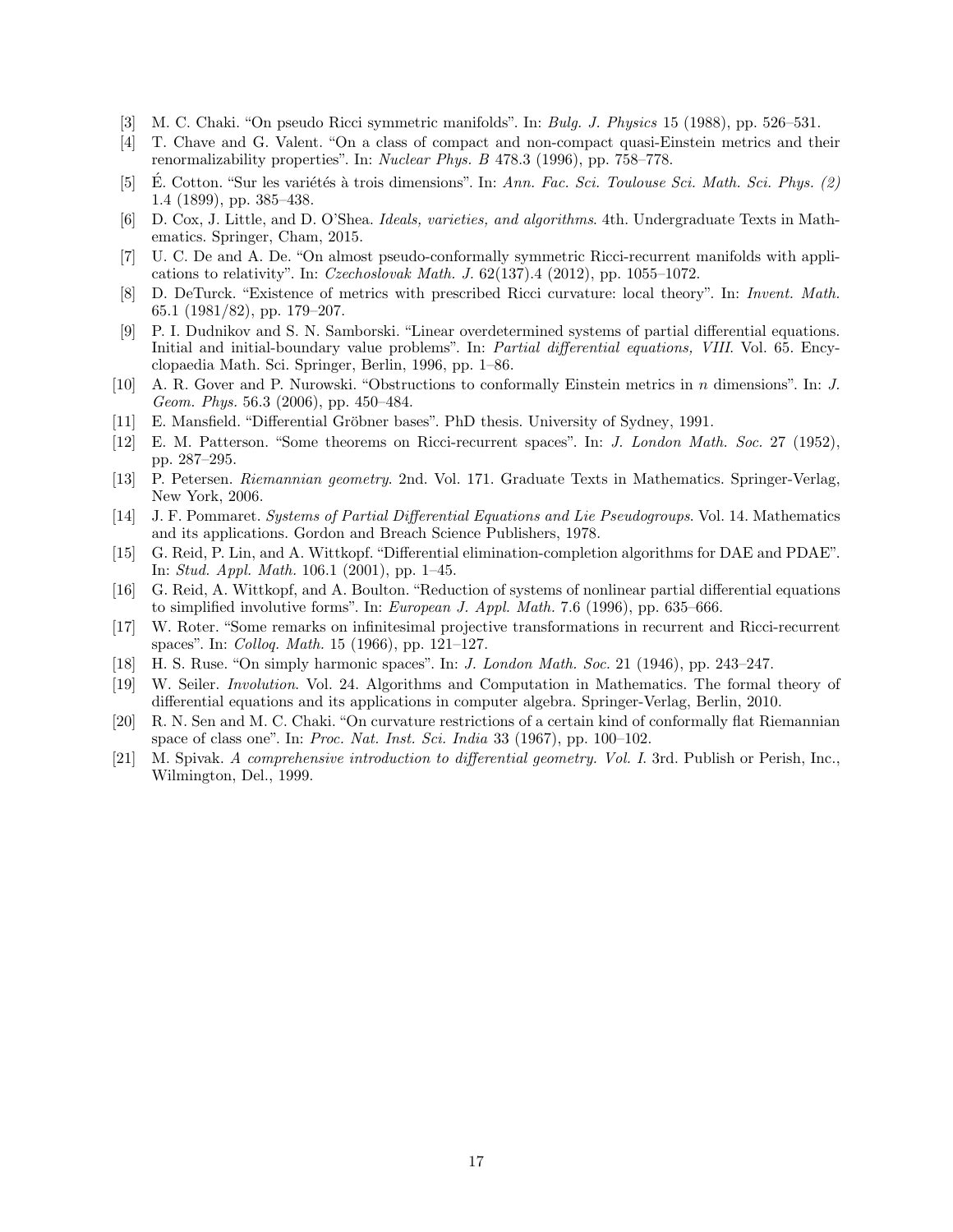[3] M. C. Chaki. "On pseudo Ricci symmetric manifolds". In: *Bulg. J. Physics* 15 (1988), pp. 526–531.

[4] T. Chave and G. Valent. "On a class of compact and non-compact quasi-Einstein metrics and their renormalizability properties". In: *Nuclear Phys. B* 478.3 (1996), pp. 758–778.

[5] É. Cotton. "Sur les variétés à trois dimensions". In: *Ann. Fac. Sci. Toulouse Sci. Math. Sci. Phys. (2)* 1.4 (1899), pp. 385–438.

[6] D. Cox, J. Little, and D. O'Shea. *Ideals, varieties, and algorithms*. 4th. Undergraduate Texts in Mathematics. Springer, Cham, 2015.

[7] U. C. De and A. De. "On almost pseudo-conformally symmetric Ricci-recurrent manifolds with applications to relativity". In: *Czechoslovak Math. J.* 62(137).4 (2012), pp. 1055–1072.

[8] D. DeTurck. "Existence of metrics with prescribed Ricci curvature: local theory". In: *Invent. Math.* 65.1 (1981/82), pp. 179–207.

[9] P. I. Dudnikov and S. N. Samborski. "Linear overdetermined systems of partial differential equations. Initial and initial-boundary value problems". In: *Partial differential equations, VIII*. Vol. 65. Encyclopaedia Math. Sci. Springer, Berlin, 1996, pp. 1–86.

[10] A. R. Gover and P. Nurowski. "Obstructions to conformally Einstein metrics in $n$ dimensions". In: *J. Geom. Phys.* 56.3 (2006), pp. 450–484.

[11] E. Mansfield. "Differential Gröbner bases". PhD thesis. University of Sydney, 1991.

[12] E. M. Patterson. "Some theorems on Ricci-recurrent spaces". In: *J. London Math. Soc.* 27 (1952), pp. 287–295.

[13] P. Petersen. *Riemannian geometry*. 2nd. Vol. 171. Graduate Texts in Mathematics. Springer-Verlag, New York, 2006.

[14] J. F. Pommaret. *Systems of Partial Differential Equations and Lie Pseudogroups*. Vol. 14. Mathematics and its applications. Gordon and Breach Science Publishers, 1978.

[15] G. Reid, P. Lin, and A. Wittkopf. "Differential elimination-completion algorithms for DAE and PDAE". In: *Stud. Appl. Math.* 106.1 (2001), pp. 1–45.

[16] G. Reid, A. Wittkopf, and A. Boulton. "Reduction of systems of nonlinear partial differential equations to simplified involutive forms". In: *European J. Appl. Math.* 7.6 (1996), pp. 635–666.

[17] W. Roter. "Some remarks on infinitesimal projective transformations in recurrent and Ricci-recurrent spaces". In: *Colloq. Math.* 15 (1966), pp. 121–127.

[18] H. S. Ruse. "On simply harmonic spaces". In: *J. London Math. Soc.* 21 (1946), pp. 243–247.

[19] W. Seiler. *Involution*. Vol. 24. Algorithms and Computation in Mathematics. The formal theory of differential equations and its applications in computer algebra. Springer-Verlag, Berlin, 2010.

[20] R. N. Sen and M. C. Chaki. "On curvature restrictions of a certain kind of conformally flat Riemannian space of class one". In: *Proc. Nat. Inst. Sci. India* 33 (1967), pp. 100–102.

[21] M. Spivak. *A comprehensive introduction to differential geometry. Vol. I*. 3rd. Publish or Perish, Inc., Wilmington, Del., 1999.